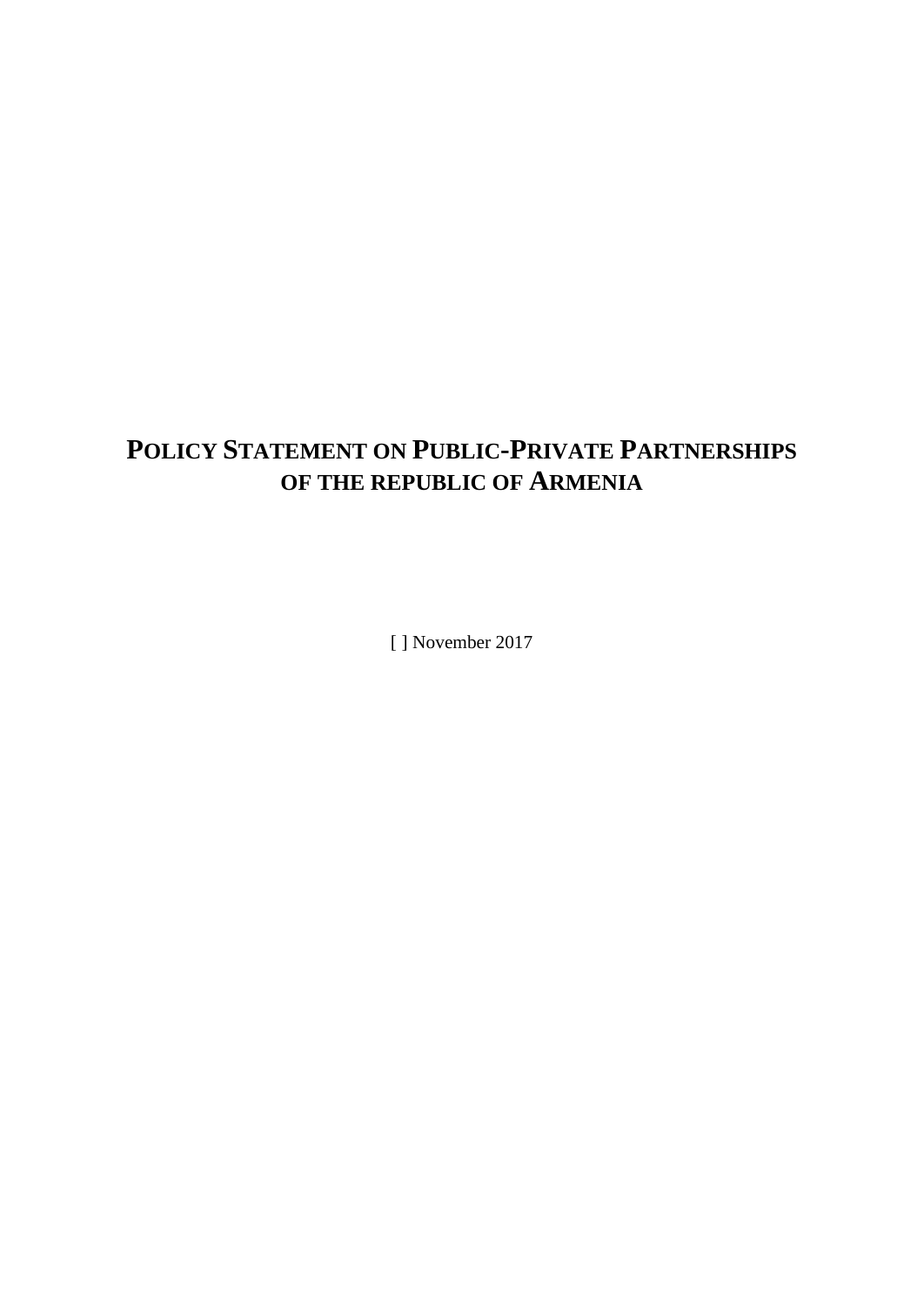# POLICY STATEMENT ON PUBLIC-PRIVATE PARTNERSHIPS OF THE REPUBLIC OF ARMENIA

[ ] November 2017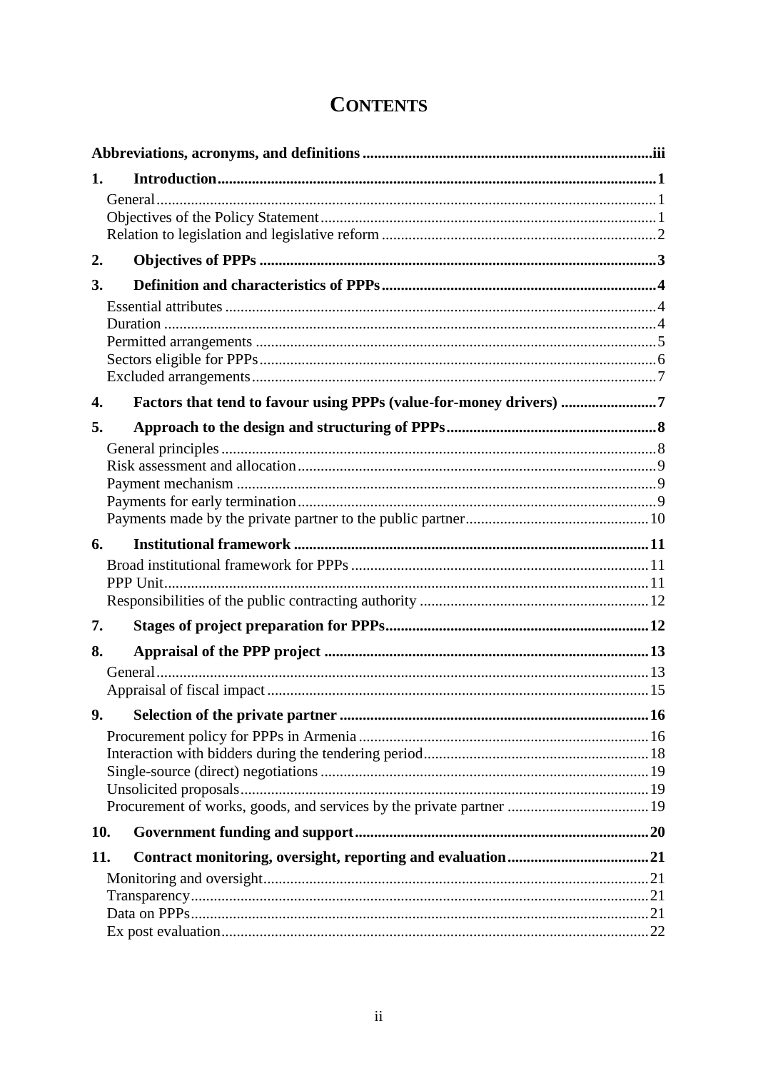# CONTENTS

**Abbreviations, acronyms, and definitions** .......... iii

**1. Introduction** .......... 1

- General .......... 1
- Objectives of the Policy Statement .......... 1
- Relation to legislation and legislative reform .......... 2

**2. Objectives of PPPs** .......... 3

**3. Definition and characteristics of PPPs** .......... 4

- Essential attributes .......... 4
- Duration .......... 4
- Permitted arrangements .......... 5
- Sectors eligible for PPPs .......... 6
- Excluded arrangements .......... 7

**4. Factors that tend to favour using PPPs (value-for-money drivers)** .......... 7

**5. Approach to the design and structuring of PPPs** .......... 8

- General principles .......... 8
- Risk assessment and allocation .......... 9
- Payment mechanism .......... 9
- Payments for early termination .......... 9
- Payments made by the private partner to the public partner .......... 10

**6. Institutional framework** .......... 11

- Broad institutional framework for PPPs .......... 11
- PPP Unit .......... 11
- Responsibilities of the public contracting authority .......... 12

**7. Stages of project preparation for PPPs** .......... 12

**8. Appraisal of the PPP project** .......... 13

- General .......... 13
- Appraisal of fiscal impact .......... 15

**9. Selection of the private partner** .......... 16

- Procurement policy for PPPs in Armenia .......... 16
- Interaction with bidders during the tendering period .......... 18
- Single-source (direct) negotiations .......... 19
- Unsolicited proposals .......... 19
- Procurement of works, goods, and services by the private partner .......... 19

**10. Government funding and support** .......... 20

**11. Contract monitoring, oversight, reporting and evaluation** .......... 21

- Monitoring and oversight .......... 21
- Transparency .......... 21
- Data on PPPs .......... 21
- Ex post evaluation .......... 22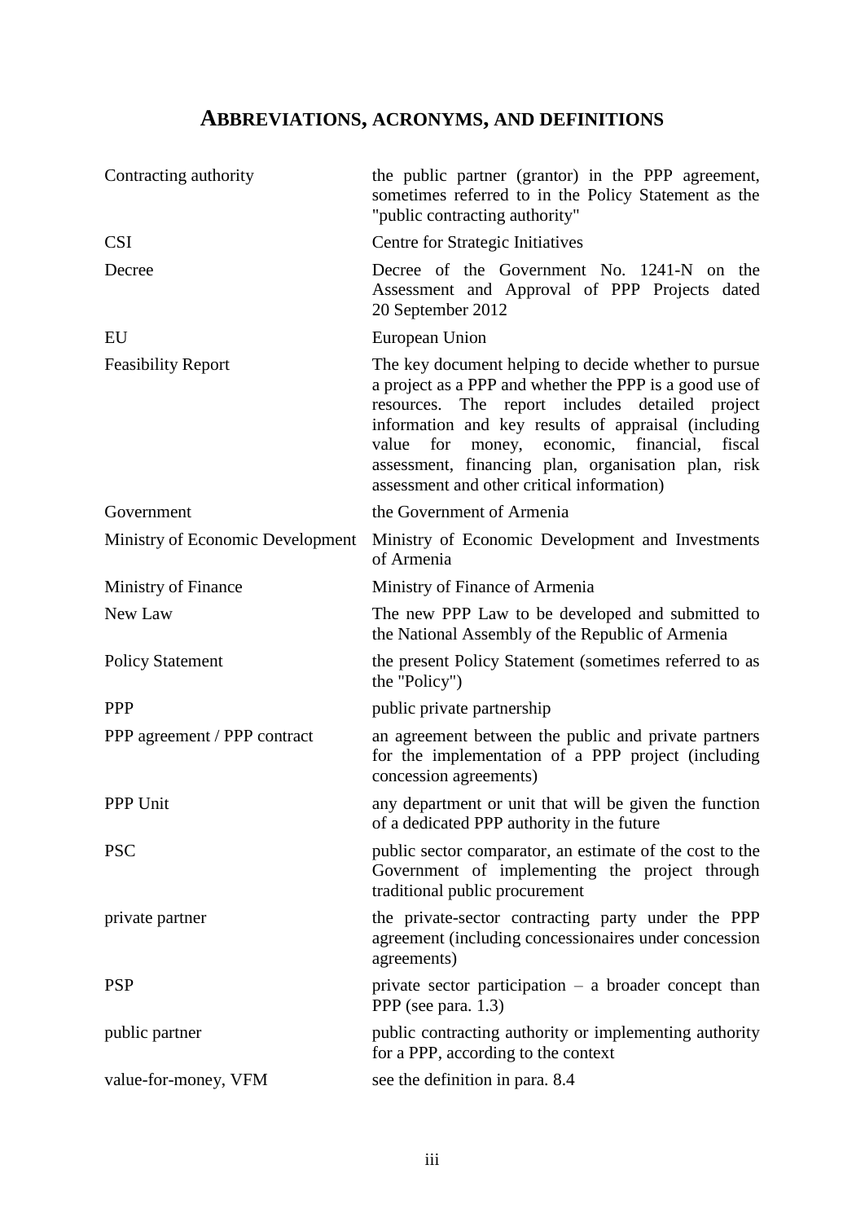# ABBREVIATIONS, ACRONYMS, AND DEFINITIONS

| | |
|---|---|
| Contracting authority | the public partner (grantor) in the PPP agreement, sometimes referred to in the Policy Statement as the "public contracting authority" |
| CSI | Centre for Strategic Initiatives |
| Decree | Decree of the Government No. 1241-N on the Assessment and Approval of PPP Projects dated 20 September 2012 |
| EU | European Union |
| Feasibility Report | The key document helping to decide whether to pursue a project as a PPP and whether the PPP is a good use of resources. The report includes detailed project information and key results of appraisal (including value for money, economic, financial, fiscal assessment, financing plan, organisation plan, risk assessment and other critical information) |
| Government | the Government of Armenia |
| Ministry of Economic Development | Ministry of Economic Development and Investments of Armenia |
| Ministry of Finance | Ministry of Finance of Armenia |
| New Law | The new PPP Law to be developed and submitted to the National Assembly of the Republic of Armenia |
| Policy Statement | the present Policy Statement (sometimes referred to as the "Policy") |
| PPP | public private partnership |
| PPP agreement / PPP contract | an agreement between the public and private partners for the implementation of a PPP project (including concession agreements) |
| PPP Unit | any department or unit that will be given the function of a dedicated PPP authority in the future |
| PSC | public sector comparator, an estimate of the cost to the Government of implementing the project through traditional public procurement |
| private partner | the private-sector contracting party under the PPP agreement (including concessionaires under concession agreements) |
| PSP | private sector participation – a broader concept than PPP (see para. 1.3) |
| public partner | public contracting authority or implementing authority for a PPP, according to the context |
| value-for-money, VFM | see the definition in para. 8.4 |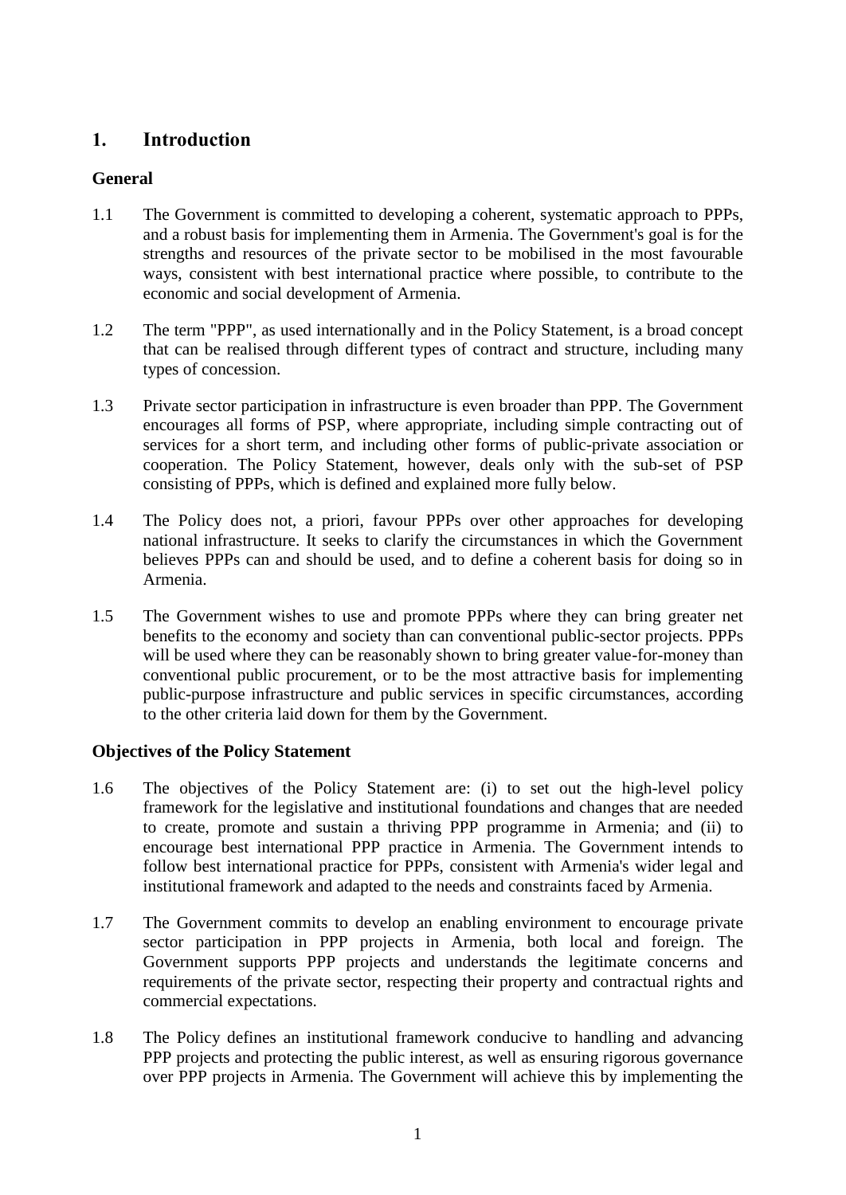# 1. Introduction

### General

1.1 The Government is committed to developing a coherent, systematic approach to PPPs, and a robust basis for implementing them in Armenia. The Government's goal is for the strengths and resources of the private sector to be mobilised in the most favourable ways, consistent with best international practice where possible, to contribute to the economic and social development of Armenia.

1.2 The term "PPP", as used internationally and in the Policy Statement, is a broad concept that can be realised through different types of contract and structure, including many types of concession.

1.3 Private sector participation in infrastructure is even broader than PPP. The Government encourages all forms of PSP, where appropriate, including simple contracting out of services for a short term, and including other forms of public-private association or cooperation. The Policy Statement, however, deals only with the sub-set of PSP consisting of PPPs, which is defined and explained more fully below.

1.4 The Policy does not, a priori, favour PPPs over other approaches for developing national infrastructure. It seeks to clarify the circumstances in which the Government believes PPPs can and should be used, and to define a coherent basis for doing so in Armenia.

1.5 The Government wishes to use and promote PPPs where they can bring greater net benefits to the economy and society than can conventional public-sector projects. PPPs will be used where they can be reasonably shown to bring greater value-for-money than conventional public procurement, or to be the most attractive basis for implementing public-purpose infrastructure and public services in specific circumstances, according to the other criteria laid down for them by the Government.

### Objectives of the Policy Statement

1.6 The objectives of the Policy Statement are: (i) to set out the high-level policy framework for the legislative and institutional foundations and changes that are needed to create, promote and sustain a thriving PPP programme in Armenia; and (ii) to encourage best international PPP practice in Armenia. The Government intends to follow best international practice for PPPs, consistent with Armenia's wider legal and institutional framework and adapted to the needs and constraints faced by Armenia.

1.7 The Government commits to develop an enabling environment to encourage private sector participation in PPP projects in Armenia, both local and foreign. The Government supports PPP projects and understands the legitimate concerns and requirements of the private sector, respecting their property and contractual rights and commercial expectations.

1.8 The Policy defines an institutional framework conducive to handling and advancing PPP projects and protecting the public interest, as well as ensuring rigorous governance over PPP projects in Armenia. The Government will achieve this by implementing the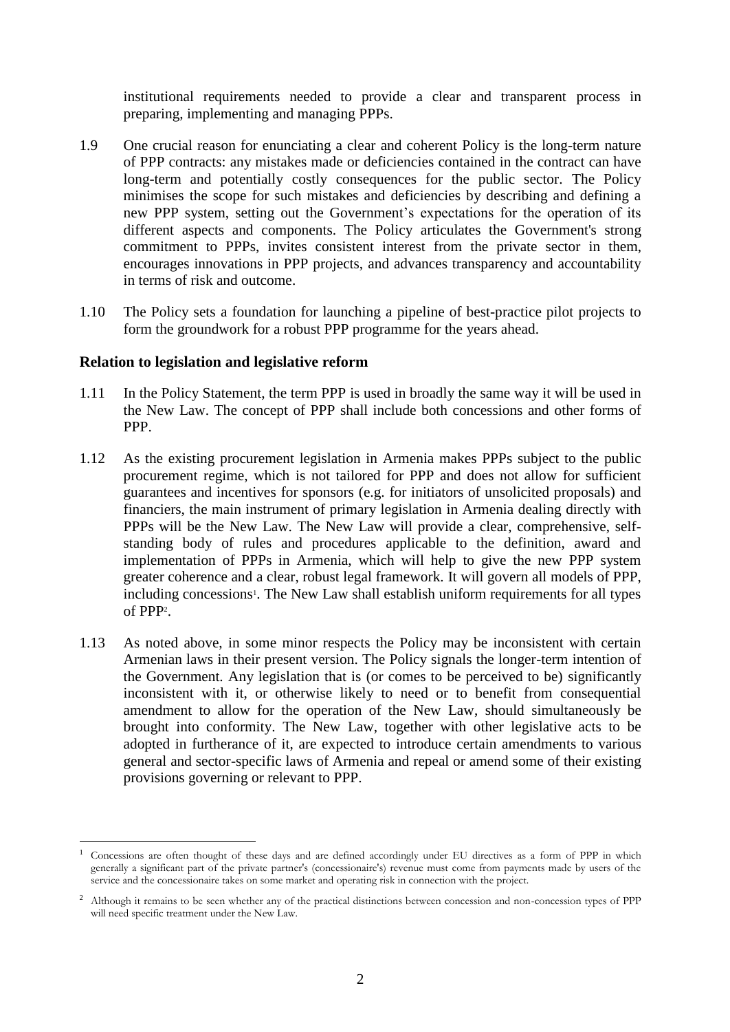institutional requirements needed to provide a clear and transparent process in preparing, implementing and managing PPPs.

1.9 One crucial reason for enunciating a clear and coherent Policy is the long-term nature of PPP contracts: any mistakes made or deficiencies contained in the contract can have long-term and potentially costly consequences for the public sector. The Policy minimises the scope for such mistakes and deficiencies by describing and defining a new PPP system, setting out the Government's expectations for the operation of its different aspects and components. The Policy articulates the Government's strong commitment to PPPs, invites consistent interest from the private sector in them, encourages innovations in PPP projects, and advances transparency and accountability in terms of risk and outcome.

1.10 The Policy sets a foundation for launching a pipeline of best-practice pilot projects to form the groundwork for a robust PPP programme for the years ahead.

## Relation to legislation and legislative reform

1.11 In the Policy Statement, the term PPP is used in broadly the same way it will be used in the New Law. The concept of PPP shall include both concessions and other forms of PPP.

1.12 As the existing procurement legislation in Armenia makes PPPs subject to the public procurement regime, which is not tailored for PPP and does not allow for sufficient guarantees and incentives for sponsors (e.g. for initiators of unsolicited proposals) and financiers, the main instrument of primary legislation in Armenia dealing directly with PPPs will be the New Law. The New Law will provide a clear, comprehensive, self-standing body of rules and procedures applicable to the definition, award and implementation of PPPs in Armenia, which will help to give the new PPP system greater coherence and a clear, robust legal framework. It will govern all models of PPP, including concessions[1]. The New Law shall establish uniform requirements for all types of PPP[2].

1.13 As noted above, in some minor respects the Policy may be inconsistent with certain Armenian laws in their present version. The Policy signals the longer-term intention of the Government. Any legislation that is (or comes to be perceived to be) significantly inconsistent with it, or otherwise likely to need or to benefit from consequential amendment to allow for the operation of the New Law, should simultaneously be brought into conformity. The New Law, together with other legislative acts to be adopted in furtherance of it, are expected to introduce certain amendments to various general and sector-specific laws of Armenia and repeal or amend some of their existing provisions governing or relevant to PPP.

---

[1] Concessions are often thought of these days and are defined accordingly under EU directives as a form of PPP in which generally a significant part of the private partner's (concessionaire's) revenue must come from payments made by users of the service and the concessionaire takes on some market and operating risk in connection with the project.

[2] Although it remains to be seen whether any of the practical distinctions between concession and non-concession types of PPP will need specific treatment under the New Law.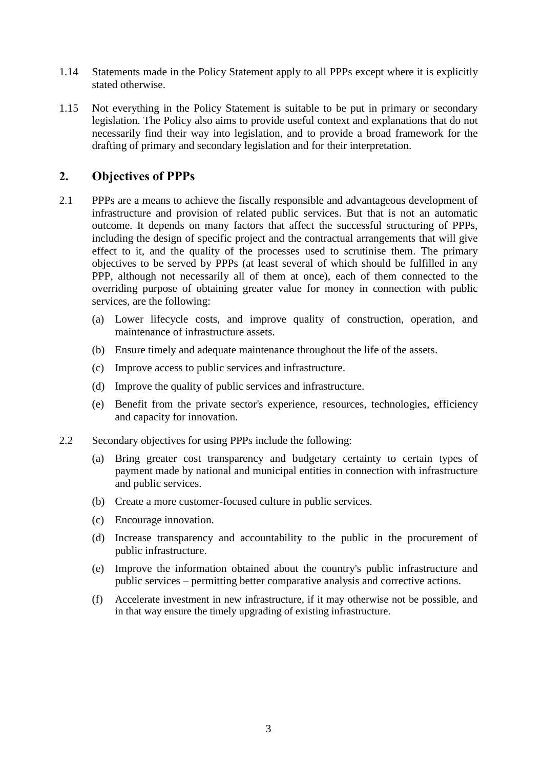1.14 Statements made in the Policy Statement apply to all PPPs except where it is explicitly stated otherwise.

1.15 Not everything in the Policy Statement is suitable to be put in primary or secondary legislation. The Policy also aims to provide useful context and explanations that do not necessarily find their way into legislation, and to provide a broad framework for the drafting of primary and secondary legislation and for their interpretation.

## 2. Objectives of PPPs

2.1 PPPs are a means to achieve the fiscally responsible and advantageous development of infrastructure and provision of related public services. But that is not an automatic outcome. It depends on many factors that affect the successful structuring of PPPs, including the design of specific project and the contractual arrangements that will give effect to it, and the quality of the processes used to scrutinise them. The primary objectives to be served by PPPs (at least several of which should be fulfilled in any PPP, although not necessarily all of them at once), each of them connected to the overriding purpose of obtaining greater value for money in connection with public services, are the following:

(a) Lower lifecycle costs, and improve quality of construction, operation, and maintenance of infrastructure assets.

(b) Ensure timely and adequate maintenance throughout the life of the assets.

(c) Improve access to public services and infrastructure.

(d) Improve the quality of public services and infrastructure.

(e) Benefit from the private sector's experience, resources, technologies, efficiency and capacity for innovation.

2.2 Secondary objectives for using PPPs include the following:

(a) Bring greater cost transparency and budgetary certainty to certain types of payment made by national and municipal entities in connection with infrastructure and public services.

(b) Create a more customer-focused culture in public services.

(c) Encourage innovation.

(d) Increase transparency and accountability to the public in the procurement of public infrastructure.

(e) Improve the information obtained about the country's public infrastructure and public services – permitting better comparative analysis and corrective actions.

(f) Accelerate investment in new infrastructure, if it may otherwise not be possible, and in that way ensure the timely upgrading of existing infrastructure.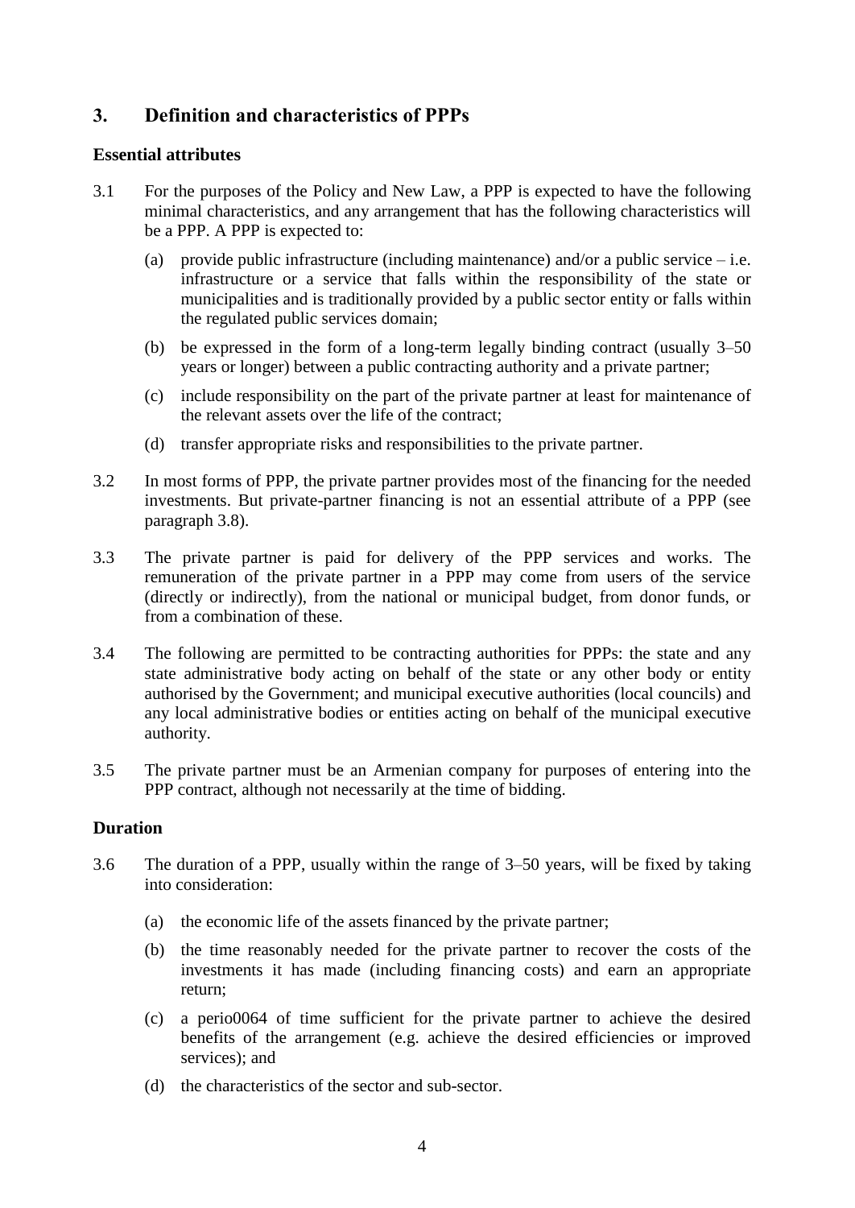## 3. Definition and characteristics of PPPs

### Essential attributes

3.1 For the purposes of the Policy and New Law, a PPP is expected to have the following minimal characteristics, and any arrangement that has the following characteristics will be a PPP. A PPP is expected to:

(a) provide public infrastructure (including maintenance) and/or a public service – i.e. infrastructure or a service that falls within the responsibility of the state or municipalities and is traditionally provided by a public sector entity or falls within the regulated public services domain;

(b) be expressed in the form of a long-term legally binding contract (usually 3–50 years or longer) between a public contracting authority and a private partner;

(c) include responsibility on the part of the private partner at least for maintenance of the relevant assets over the life of the contract;

(d) transfer appropriate risks and responsibilities to the private partner.

3.2 In most forms of PPP, the private partner provides most of the financing for the needed investments. But private-partner financing is not an essential attribute of a PPP (see paragraph 3.8).

3.3 The private partner is paid for delivery of the PPP services and works. The remuneration of the private partner in a PPP may come from users of the service (directly or indirectly), from the national or municipal budget, from donor funds, or from a combination of these.

3.4 The following are permitted to be contracting authorities for PPPs: the state and any state administrative body acting on behalf of the state or any other body or entity authorised by the Government; and municipal executive authorities (local councils) and any local administrative bodies or entities acting on behalf of the municipal executive authority.

3.5 The private partner must be an Armenian company for purposes of entering into the PPP contract, although not necessarily at the time of bidding.

### Duration

3.6 The duration of a PPP, usually within the range of 3–50 years, will be fixed by taking into consideration:

(a) the economic life of the assets financed by the private partner;

(b) the time reasonably needed for the private partner to recover the costs of the investments it has made (including financing costs) and earn an appropriate return;

(c) a perio0064 of time sufficient for the private partner to achieve the desired benefits of the arrangement (e.g. achieve the desired efficiencies or improved services); and

(d) the characteristics of the sector and sub-sector.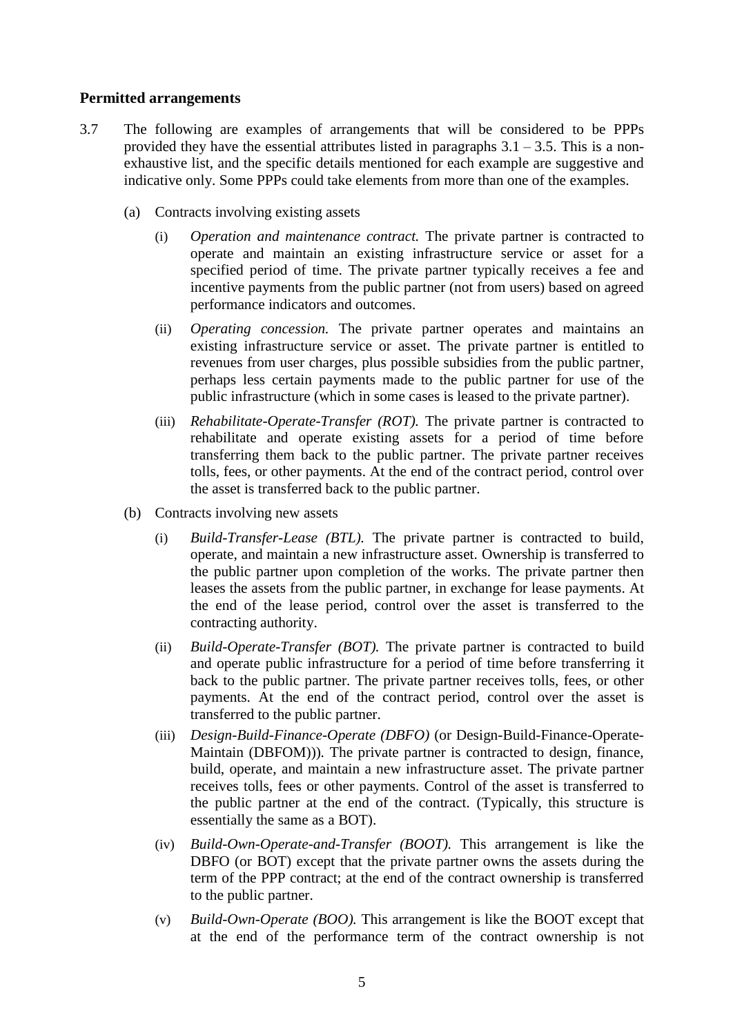**Permitted arrangements**

3.7 The following are examples of arrangements that will be considered to be PPPs provided they have the essential attributes listed in paragraphs 3.1 – 3.5. This is a non-exhaustive list, and the specific details mentioned for each example are suggestive and indicative only. Some PPPs could take elements from more than one of the examples.

(a) Contracts involving existing assets

(i) *Operation and maintenance contract.* The private partner is contracted to operate and maintain an existing infrastructure service or asset for a specified period of time. The private partner typically receives a fee and incentive payments from the public partner (not from users) based on agreed performance indicators and outcomes.

(ii) *Operating concession.* The private partner operates and maintains an existing infrastructure service or asset. The private partner is entitled to revenues from user charges, plus possible subsidies from the public partner, perhaps less certain payments made to the public partner for use of the public infrastructure (which in some cases is leased to the private partner).

(iii) *Rehabilitate-Operate-Transfer (ROT).* The private partner is contracted to rehabilitate and operate existing assets for a period of time before transferring them back to the public partner. The private partner receives tolls, fees, or other payments. At the end of the contract period, control over the asset is transferred back to the public partner.

(b) Contracts involving new assets

(i) *Build-Transfer-Lease (BTL).* The private partner is contracted to build, operate, and maintain a new infrastructure asset. Ownership is transferred to the public partner upon completion of the works. The private partner then leases the assets from the public partner, in exchange for lease payments. At the end of the lease period, control over the asset is transferred to the contracting authority.

(ii) *Build-Operate-Transfer (BOT).* The private partner is contracted to build and operate public infrastructure for a period of time before transferring it back to the public partner. The private partner receives tolls, fees, or other payments. At the end of the contract period, control over the asset is transferred to the public partner.

(iii) *Design-Build-Finance-Operate (DBFO)* (or Design-Build-Finance-Operate-Maintain (DBFOM))). The private partner is contracted to design, finance, build, operate, and maintain a new infrastructure asset. The private partner receives tolls, fees or other payments. Control of the asset is transferred to the public partner at the end of the contract. (Typically, this structure is essentially the same as a BOT).

(iv) *Build-Own-Operate-and-Transfer (BOOT).* This arrangement is like the DBFO (or BOT) except that the private partner owns the assets during the term of the PPP contract; at the end of the contract ownership is transferred to the public partner.

(v) *Build-Own-Operate (BOO).* This arrangement is like the BOOT except that at the end of the performance term of the contract ownership is not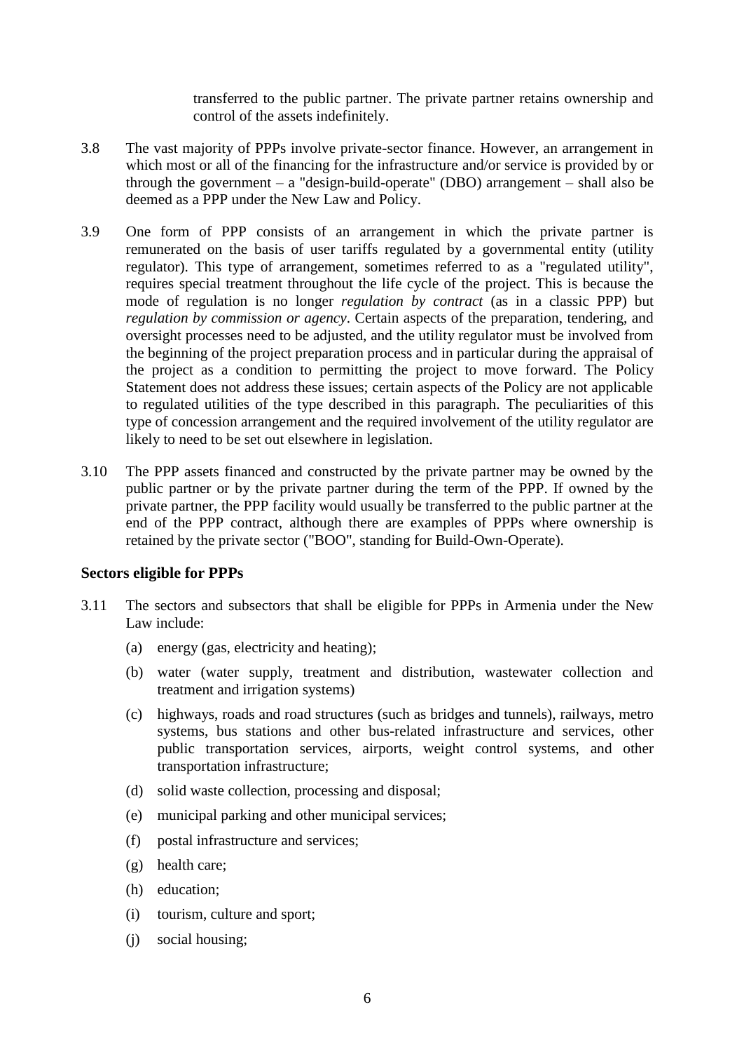transferred to the public partner. The private partner retains ownership and control of the assets indefinitely.

3.8 The vast majority of PPPs involve private-sector finance. However, an arrangement in which most or all of the financing for the infrastructure and/or service is provided by or through the government – a "design-build-operate" (DBO) arrangement – shall also be deemed as a PPP under the New Law and Policy.

3.9 One form of PPP consists of an arrangement in which the private partner is remunerated on the basis of user tariffs regulated by a governmental entity (utility regulator). This type of arrangement, sometimes referred to as a "regulated utility", requires special treatment throughout the life cycle of the project. This is because the mode of regulation is no longer *regulation by contract* (as in a classic PPP) but *regulation by commission or agency*. Certain aspects of the preparation, tendering, and oversight processes need to be adjusted, and the utility regulator must be involved from the beginning of the project preparation process and in particular during the appraisal of the project as a condition to permitting the project to move forward. The Policy Statement does not address these issues; certain aspects of the Policy are not applicable to regulated utilities of the type described in this paragraph. The peculiarities of this type of concession arrangement and the required involvement of the utility regulator are likely to need to be set out elsewhere in legislation.

3.10 The PPP assets financed and constructed by the private partner may be owned by the public partner or by the private partner during the term of the PPP. If owned by the private partner, the PPP facility would usually be transferred to the public partner at the end of the PPP contract, although there are examples of PPPs where ownership is retained by the private sector ("BOO", standing for Build-Own-Operate).

## Sectors eligible for PPPs

3.11 The sectors and subsectors that shall be eligible for PPPs in Armenia under the New Law include:

(a) energy (gas, electricity and heating);

(b) water (water supply, treatment and distribution, wastewater collection and treatment and irrigation systems)

(c) highways, roads and road structures (such as bridges and tunnels), railways, metro systems, bus stations and other bus-related infrastructure and services, other public transportation services, airports, weight control systems, and other transportation infrastructure;

(d) solid waste collection, processing and disposal;

(e) municipal parking and other municipal services;

(f) postal infrastructure and services;

(g) health care;

(h) education;

(i) tourism, culture and sport;

(j) social housing;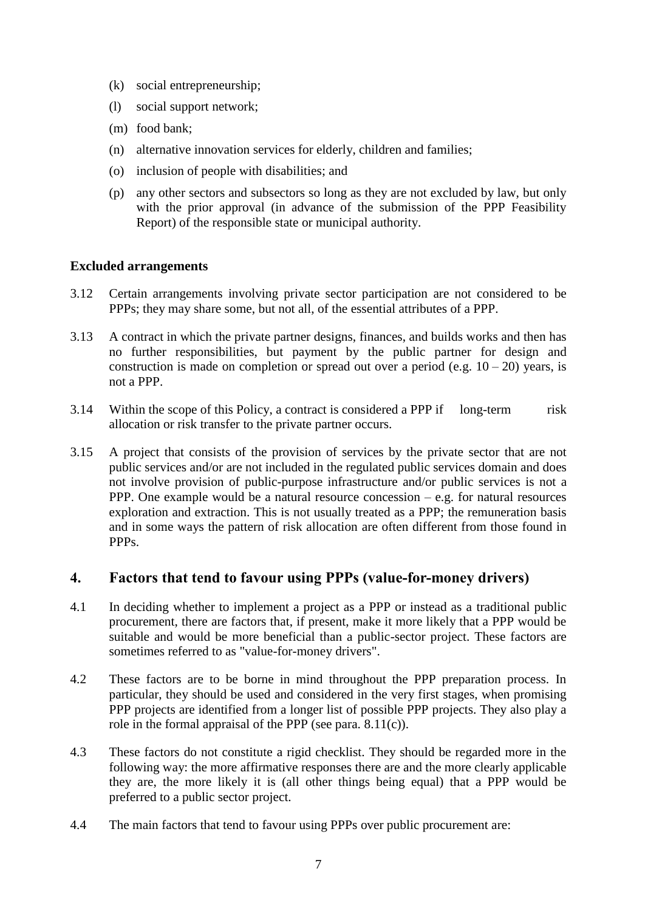(k) social entrepreneurship;

(l) social support network;

(m) food bank;

(n) alternative innovation services for elderly, children and families;

(o) inclusion of people with disabilities; and

(p) any other sectors and subsectors so long as they are not excluded by law, but only with the prior approval (in advance of the submission of the PPP Feasibility Report) of the responsible state or municipal authority.

**Excluded arrangements**

3.12 Certain arrangements involving private sector participation are not considered to be PPPs; they may share some, but not all, of the essential attributes of a PPP.

3.13 A contract in which the private partner designs, finances, and builds works and then has no further responsibilities, but payment by the public partner for design and construction is made on completion or spread out over a period (e.g. 10 – 20) years, is not a PPP.

3.14 Within the scope of this Policy, a contract is considered a PPP if long-term risk allocation or risk transfer to the private partner occurs.

3.15 A project that consists of the provision of services by the private sector that are not public services and/or are not included in the regulated public services domain and does not involve provision of public-purpose infrastructure and/or public services is not a PPP. One example would be a natural resource concession – e.g. for natural resources exploration and extraction. This is not usually treated as a PPP; the remuneration basis and in some ways the pattern of risk allocation are often different from those found in PPPs.

## 4. Factors that tend to favour using PPPs (value-for-money drivers)

4.1 In deciding whether to implement a project as a PPP or instead as a traditional public procurement, there are factors that, if present, make it more likely that a PPP would be suitable and would be more beneficial than a public-sector project. These factors are sometimes referred to as "value-for-money drivers".

4.2 These factors are to be borne in mind throughout the PPP preparation process. In particular, they should be used and considered in the very first stages, when promising PPP projects are identified from a longer list of possible PPP projects. They also play a role in the formal appraisal of the PPP (see para. 8.11(c)).

4.3 These factors do not constitute a rigid checklist. They should be regarded more in the following way: the more affirmative responses there are and the more clearly applicable they are, the more likely it is (all other things being equal) that a PPP would be preferred to a public sector project.

4.4 The main factors that tend to favour using PPPs over public procurement are: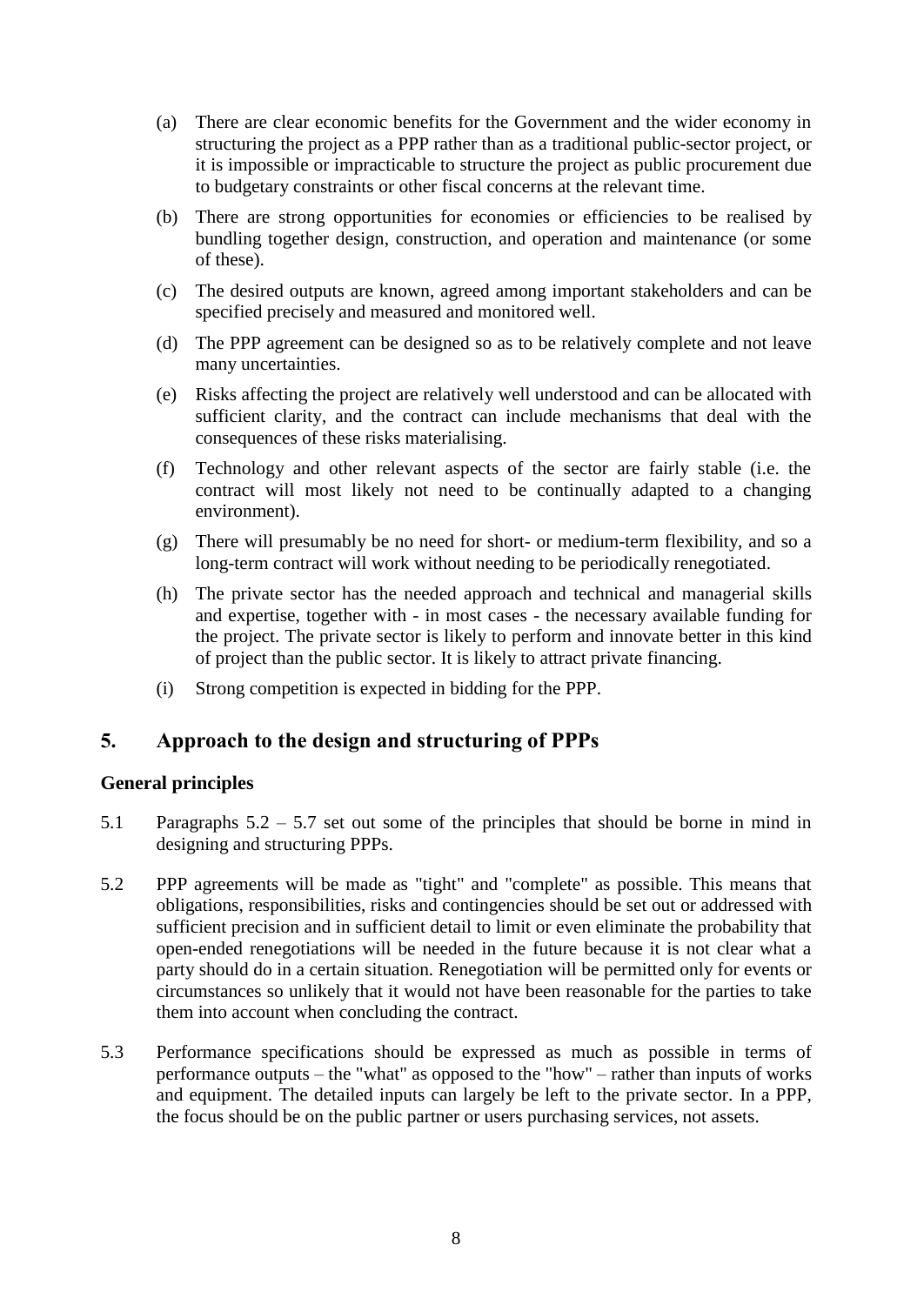(a) There are clear economic benefits for the Government and the wider economy in structuring the project as a PPP rather than as a traditional public-sector project, or it is impossible or impracticable to structure the project as public procurement due to budgetary constraints or other fiscal concerns at the relevant time.

(b) There are strong opportunities for economies or efficiencies to be realised by bundling together design, construction, and operation and maintenance (or some of these).

(c) The desired outputs are known, agreed among important stakeholders and can be specified precisely and measured and monitored well.

(d) The PPP agreement can be designed so as to be relatively complete and not leave many uncertainties.

(e) Risks affecting the project are relatively well understood and can be allocated with sufficient clarity, and the contract can include mechanisms that deal with the consequences of these risks materialising.

(f) Technology and other relevant aspects of the sector are fairly stable (i.e. the contract will most likely not need to be continually adapted to a changing environment).

(g) There will presumably be no need for short- or medium-term flexibility, and so a long-term contract will work without needing to be periodically renegotiated.

(h) The private sector has the needed approach and technical and managerial skills and expertise, together with - in most cases - the necessary available funding for the project. The private sector is likely to perform and innovate better in this kind of project than the public sector. It is likely to attract private financing.

(i) Strong competition is expected in bidding for the PPP.

## 5. Approach to the design and structuring of PPPs

### General principles

5.1 Paragraphs 5.2 – 5.7 set out some of the principles that should be borne in mind in designing and structuring PPPs.

5.2 PPP agreements will be made as "tight" and "complete" as possible. This means that obligations, responsibilities, risks and contingencies should be set out or addressed with sufficient precision and in sufficient detail to limit or even eliminate the probability that open-ended renegotiations will be needed in the future because it is not clear what a party should do in a certain situation. Renegotiation will be permitted only for events or circumstances so unlikely that it would not have been reasonable for the parties to take them into account when concluding the contract.

5.3 Performance specifications should be expressed as much as possible in terms of performance outputs – the "what" as opposed to the "how" – rather than inputs of works and equipment. The detailed inputs can largely be left to the private sector. In a PPP, the focus should be on the public partner or users purchasing services, not assets.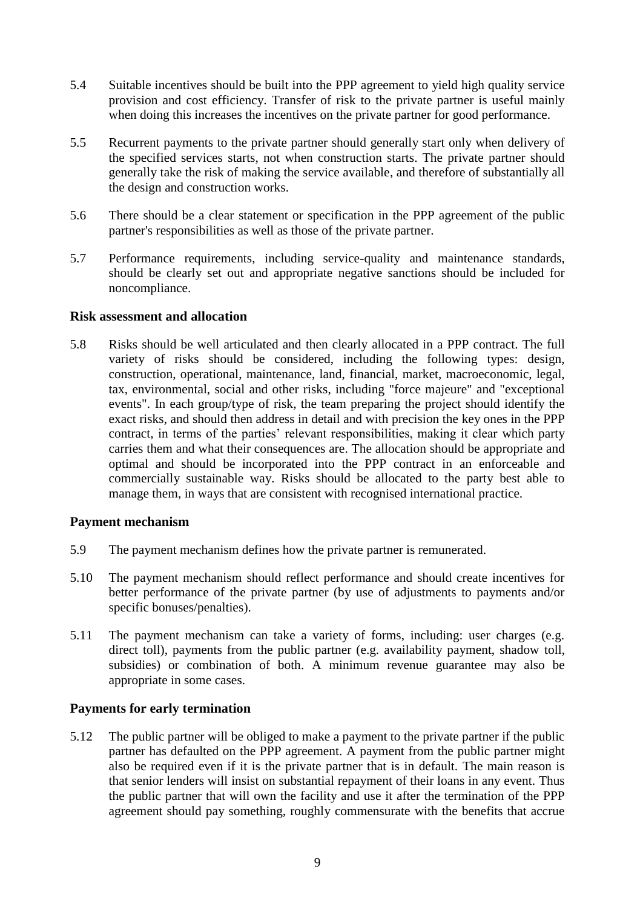5.4 Suitable incentives should be built into the PPP agreement to yield high quality service provision and cost efficiency. Transfer of risk to the private partner is useful mainly when doing this increases the incentives on the private partner for good performance.

5.5 Recurrent payments to the private partner should generally start only when delivery of the specified services starts, not when construction starts. The private partner should generally take the risk of making the service available, and therefore of substantially all the design and construction works.

5.6 There should be a clear statement or specification in the PPP agreement of the public partner's responsibilities as well as those of the private partner.

5.7 Performance requirements, including service-quality and maintenance standards, should be clearly set out and appropriate negative sanctions should be included for noncompliance.

### Risk assessment and allocation

5.8 Risks should be well articulated and then clearly allocated in a PPP contract. The full variety of risks should be considered, including the following types: design, construction, operational, maintenance, land, financial, market, macroeconomic, legal, tax, environmental, social and other risks, including "force majeure" and "exceptional events". In each group/type of risk, the team preparing the project should identify the exact risks, and should then address in detail and with precision the key ones in the PPP contract, in terms of the parties' relevant responsibilities, making it clear which party carries them and what their consequences are. The allocation should be appropriate and optimal and should be incorporated into the PPP contract in an enforceable and commercially sustainable way. Risks should be allocated to the party best able to manage them, in ways that are consistent with recognised international practice.

### Payment mechanism

5.9 The payment mechanism defines how the private partner is remunerated.

5.10 The payment mechanism should reflect performance and should create incentives for better performance of the private partner (by use of adjustments to payments and/or specific bonuses/penalties).

5.11 The payment mechanism can take a variety of forms, including: user charges (e.g. direct toll), payments from the public partner (e.g. availability payment, shadow toll, subsidies) or combination of both. A minimum revenue guarantee may also be appropriate in some cases.

### Payments for early termination

5.12 The public partner will be obliged to make a payment to the private partner if the public partner has defaulted on the PPP agreement. A payment from the public partner might also be required even if it is the private partner that is in default. The main reason is that senior lenders will insist on substantial repayment of their loans in any event. Thus the public partner that will own the facility and use it after the termination of the PPP agreement should pay something, roughly commensurate with the benefits that accrue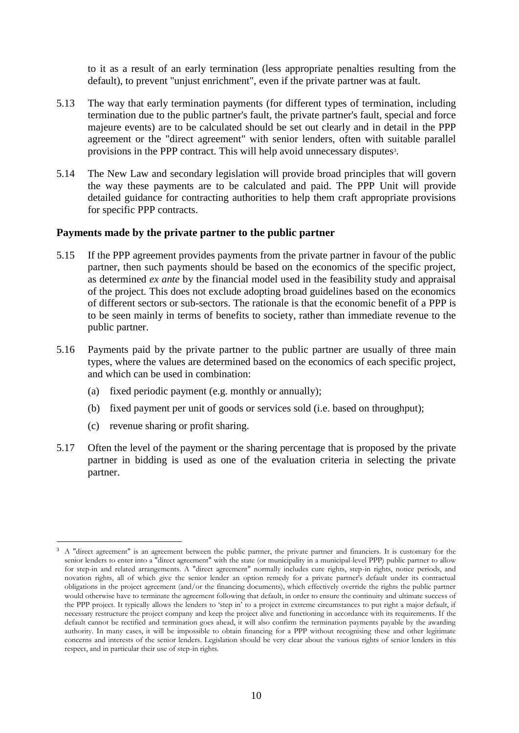to it as a result of an early termination (less appropriate penalties resulting from the default), to prevent "unjust enrichment", even if the private partner was at fault.

5.13 The way that early termination payments (for different types of termination, including termination due to the public partner's fault, the private partner's fault, special and force majeure events) are to be calculated should be set out clearly and in detail in the PPP agreement or the "direct agreement" with senior lenders, often with suitable parallel provisions in the PPP contract. This will help avoid unnecessary disputes[3].

5.14 The New Law and secondary legislation will provide broad principles that will govern the way these payments are to be calculated and paid. The PPP Unit will provide detailed guidance for contracting authorities to help them craft appropriate provisions for specific PPP contracts.

**Payments made by the private partner to the public partner**

5.15 If the PPP agreement provides payments from the private partner in favour of the public partner, then such payments should be based on the economics of the specific project, as determined *ex ante* by the financial model used in the feasibility study and appraisal of the project. This does not exclude adopting broad guidelines based on the economics of different sectors or sub-sectors. The rationale is that the economic benefit of a PPP is to be seen mainly in terms of benefits to society, rather than immediate revenue to the public partner.

5.16 Payments paid by the private partner to the public partner are usually of three main types, where the values are determined based on the economics of each specific project, and which can be used in combination:

(a) fixed periodic payment (e.g. monthly or annually);

(b) fixed payment per unit of goods or services sold (i.e. based on throughput);

(c) revenue sharing or profit sharing.

5.17 Often the level of the payment or the sharing percentage that is proposed by the private partner in bidding is used as one of the evaluation criteria in selecting the private partner.

[3] A "direct agreement" is an agreement between the public partner, the private partner and financiers. It is customary for the senior lenders to enter into a "direct agreement" with the state (or municipality in a municipal-level PPP) public partner to allow for step-in and related arrangements. A "direct agreement" normally includes cure rights, step-in rights, notice periods, and novation rights, all of which give the senior lender an option remedy for a private partner's default under its contractual obligations in the project agreement (and/or the financing documents), which effectively override the rights the public partner would otherwise have to terminate the agreement following that default, in order to ensure the continuity and ultimate success of the PPP project. It typically allows the lenders to 'step in' to a project in extreme circumstances to put right a major default, if necessary restructure the project company and keep the project alive and functioning in accordance with its requirements. If the default cannot be rectified and termination goes ahead, it will also confirm the termination payments payable by the awarding authority. In many cases, it will be impossible to obtain financing for a PPP without recognising these and other legitimate concerns and interests of the senior lenders. Legislation should be very clear about the various rights of senior lenders in this respect, and in particular their use of step-in rights.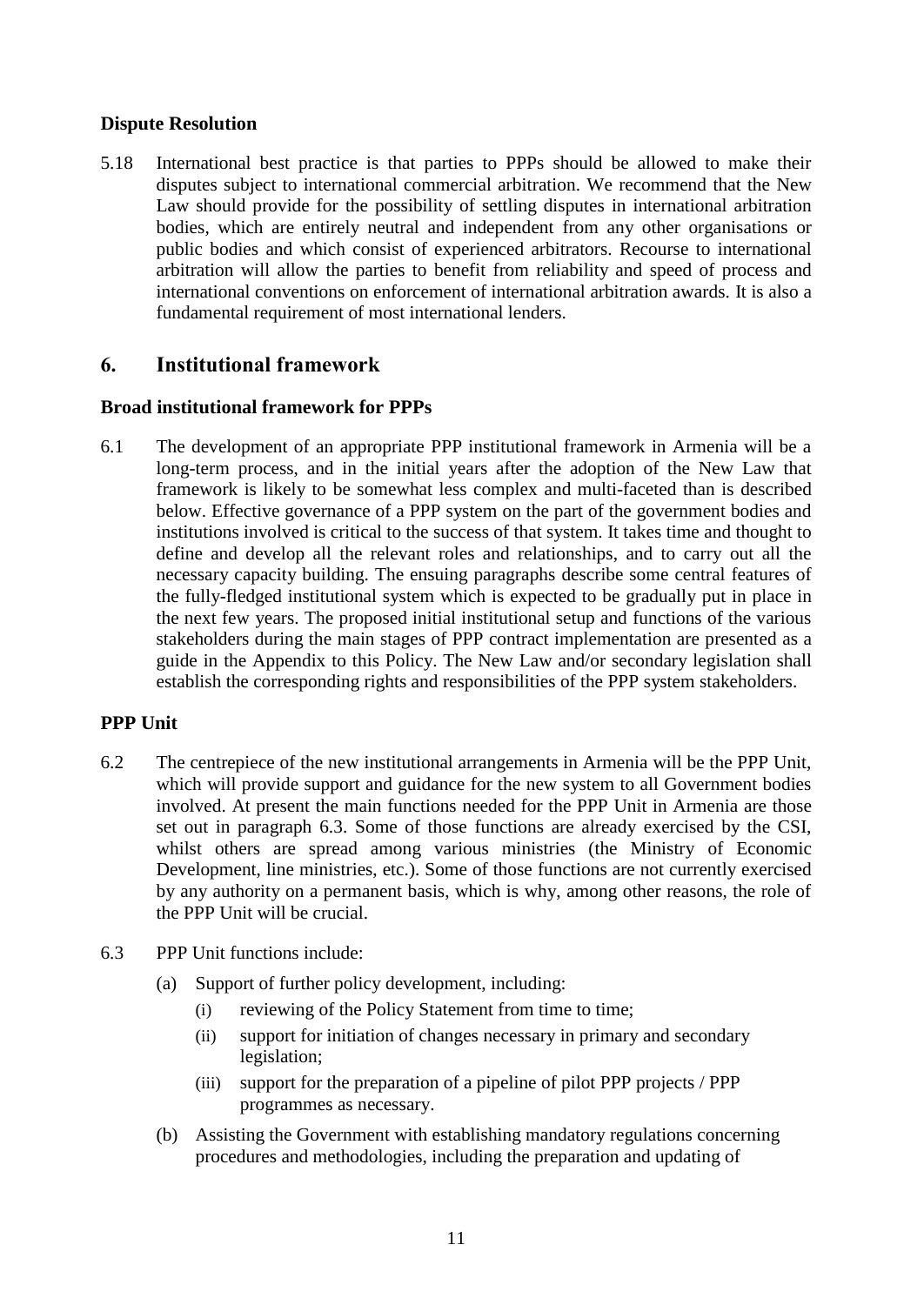### Dispute Resolution

5.18 International best practice is that parties to PPPs should be allowed to make their disputes subject to international commercial arbitration. We recommend that the New Law should provide for the possibility of settling disputes in international arbitration bodies, which are entirely neutral and independent from any other organisations or public bodies and which consist of experienced arbitrators. Recourse to international arbitration will allow the parties to benefit from reliability and speed of process and international conventions on enforcement of international arbitration awards. It is also a fundamental requirement of most international lenders.

## 6. Institutional framework

### Broad institutional framework for PPPs

6.1 The development of an appropriate PPP institutional framework in Armenia will be a long-term process, and in the initial years after the adoption of the New Law that framework is likely to be somewhat less complex and multi-faceted than is described below. Effective governance of a PPP system on the part of the government bodies and institutions involved is critical to the success of that system. It takes time and thought to define and develop all the relevant roles and relationships, and to carry out all the necessary capacity building. The ensuing paragraphs describe some central features of the fully-fledged institutional system which is expected to be gradually put in place in the next few years. The proposed initial institutional setup and functions of the various stakeholders during the main stages of PPP contract implementation are presented as a guide in the Appendix to this Policy. The New Law and/or secondary legislation shall establish the corresponding rights and responsibilities of the PPP system stakeholders.

### PPP Unit

6.2 The centrepiece of the new institutional arrangements in Armenia will be the PPP Unit, which will provide support and guidance for the new system to all Government bodies involved. At present the main functions needed for the PPP Unit in Armenia are those set out in paragraph 6.3. Some of those functions are already exercised by the CSI, whilst others are spread among various ministries (the Ministry of Economic Development, line ministries, etc.). Some of those functions are not currently exercised by any authority on a permanent basis, which is why, among other reasons, the role of the PPP Unit will be crucial.

6.3 PPP Unit functions include:

(a) Support of further policy development, including:

(i) reviewing of the Policy Statement from time to time;

(ii) support for initiation of changes necessary in primary and secondary legislation;

(iii) support for the preparation of a pipeline of pilot PPP projects / PPP programmes as necessary.

(b) Assisting the Government with establishing mandatory regulations concerning procedures and methodologies, including the preparation and updating of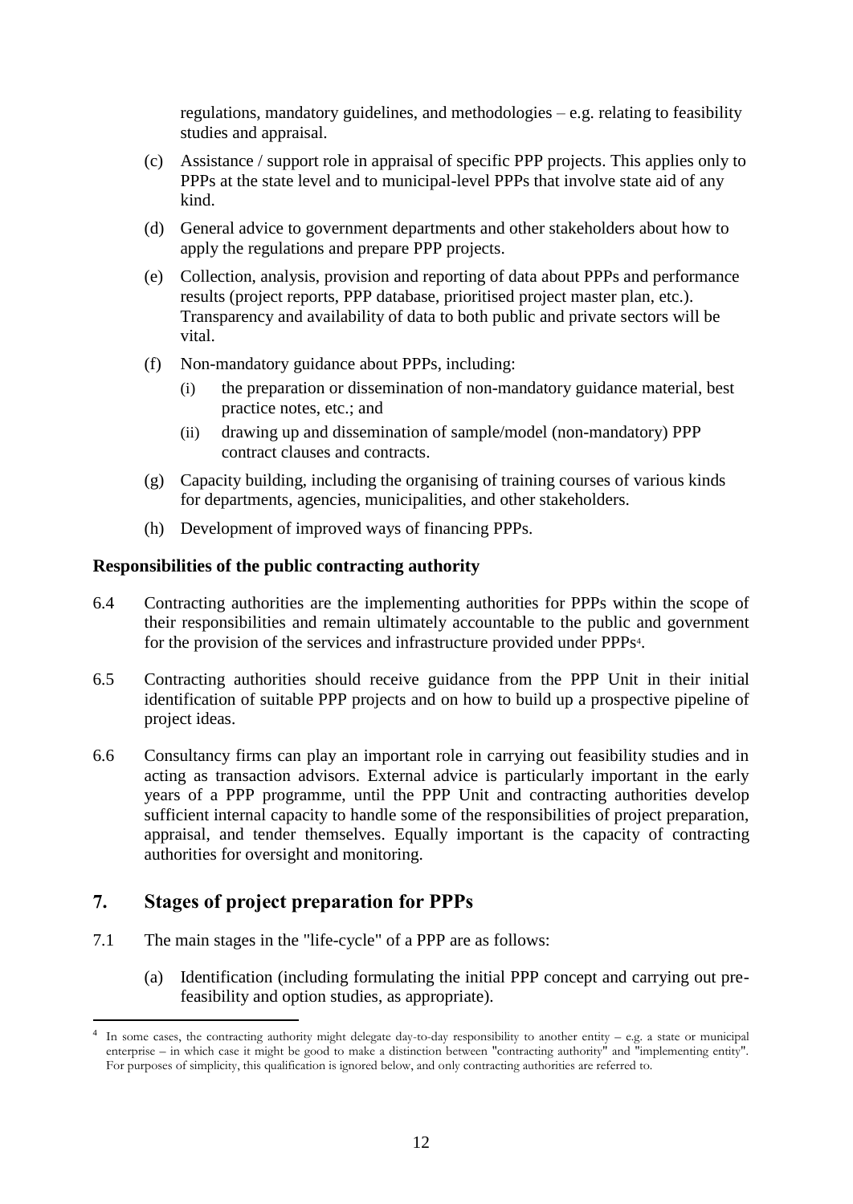regulations, mandatory guidelines, and methodologies – e.g. relating to feasibility studies and appraisal.

(c) Assistance / support role in appraisal of specific PPP projects. This applies only to PPPs at the state level and to municipal-level PPPs that involve state aid of any kind.

(d) General advice to government departments and other stakeholders about how to apply the regulations and prepare PPP projects.

(e) Collection, analysis, provision and reporting of data about PPPs and performance results (project reports, PPP database, prioritised project master plan, etc.). Transparency and availability of data to both public and private sectors will be vital.

(f) Non-mandatory guidance about PPPs, including:

  (i) the preparation or dissemination of non-mandatory guidance material, best practice notes, etc.; and

  (ii) drawing up and dissemination of sample/model (non-mandatory) PPP contract clauses and contracts.

(g) Capacity building, including the organising of training courses of various kinds for departments, agencies, municipalities, and other stakeholders.

(h) Development of improved ways of financing PPPs.

**Responsibilities of the public contracting authority**

6.4 Contracting authorities are the implementing authorities for PPPs within the scope of their responsibilities and remain ultimately accountable to the public and government for the provision of the services and infrastructure provided under PPPs[4].

6.5 Contracting authorities should receive guidance from the PPP Unit in their initial identification of suitable PPP projects and on how to build up a prospective pipeline of project ideas.

6.6 Consultancy firms can play an important role in carrying out feasibility studies and in acting as transaction advisors. External advice is particularly important in the early years of a PPP programme, until the PPP Unit and contracting authorities develop sufficient internal capacity to handle some of the responsibilities of project preparation, appraisal, and tender themselves. Equally important is the capacity of contracting authorities for oversight and monitoring.

## 7. Stages of project preparation for PPPs

7.1 The main stages in the "life-cycle" of a PPP are as follows:

(a) Identification (including formulating the initial PPP concept and carrying out pre-feasibility and option studies, as appropriate).

[4] In some cases, the contracting authority might delegate day-to-day responsibility to another entity – e.g. a state or municipal enterprise – in which case it might be good to make a distinction between "contracting authority" and "implementing entity". For purposes of simplicity, this qualification is ignored below, and only contracting authorities are referred to.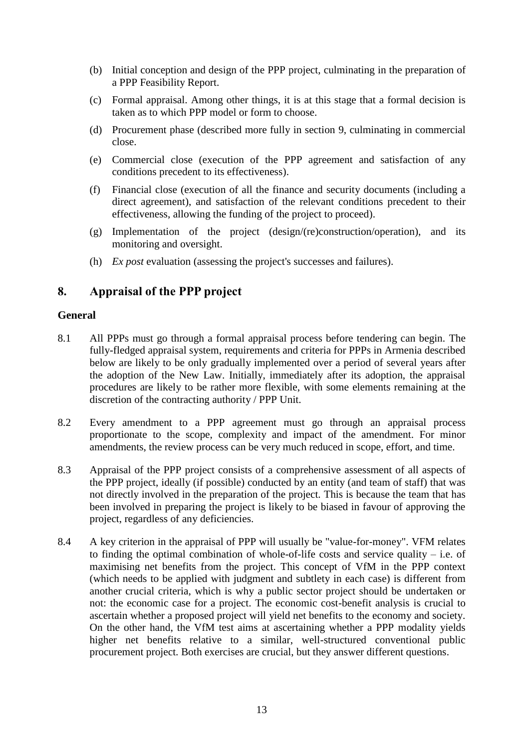(b) Initial conception and design of the PPP project, culminating in the preparation of a PPP Feasibility Report.

(c) Formal appraisal. Among other things, it is at this stage that a formal decision is taken as to which PPP model or form to choose.

(d) Procurement phase (described more fully in section 9, culminating in commercial close.

(e) Commercial close (execution of the PPP agreement and satisfaction of any conditions precedent to its effectiveness).

(f) Financial close (execution of all the finance and security documents (including a direct agreement), and satisfaction of the relevant conditions precedent to their effectiveness, allowing the funding of the project to proceed).

(g) Implementation of the project (design/(re)construction/operation), and its monitoring and oversight.

(h) *Ex post* evaluation (assessing the project's successes and failures).

## 8. Appraisal of the PPP project

### General

8.1 All PPPs must go through a formal appraisal process before tendering can begin. The fully-fledged appraisal system, requirements and criteria for PPPs in Armenia described below are likely to be only gradually implemented over a period of several years after the adoption of the New Law. Initially, immediately after its adoption, the appraisal procedures are likely to be rather more flexible, with some elements remaining at the discretion of the contracting authority / PPP Unit.

8.2 Every amendment to a PPP agreement must go through an appraisal process proportionate to the scope, complexity and impact of the amendment. For minor amendments, the review process can be very much reduced in scope, effort, and time.

8.3 Appraisal of the PPP project consists of a comprehensive assessment of all aspects of the PPP project, ideally (if possible) conducted by an entity (and team of staff) that was not directly involved in the preparation of the project. This is because the team that has been involved in preparing the project is likely to be biased in favour of approving the project, regardless of any deficiencies.

8.4 A key criterion in the appraisal of PPP will usually be "value-for-money". VFM relates to finding the optimal combination of whole-of-life costs and service quality – i.e. of maximising net benefits from the project. This concept of VfM in the PPP context (which needs to be applied with judgment and subtlety in each case) is different from another crucial criteria, which is why a public sector project should be undertaken or not: the economic case for a project. The economic cost-benefit analysis is crucial to ascertain whether a proposed project will yield net benefits to the economy and society. On the other hand, the VfM test aims at ascertaining whether a PPP modality yields higher net benefits relative to a similar, well-structured conventional public procurement project. Both exercises are crucial, but they answer different questions.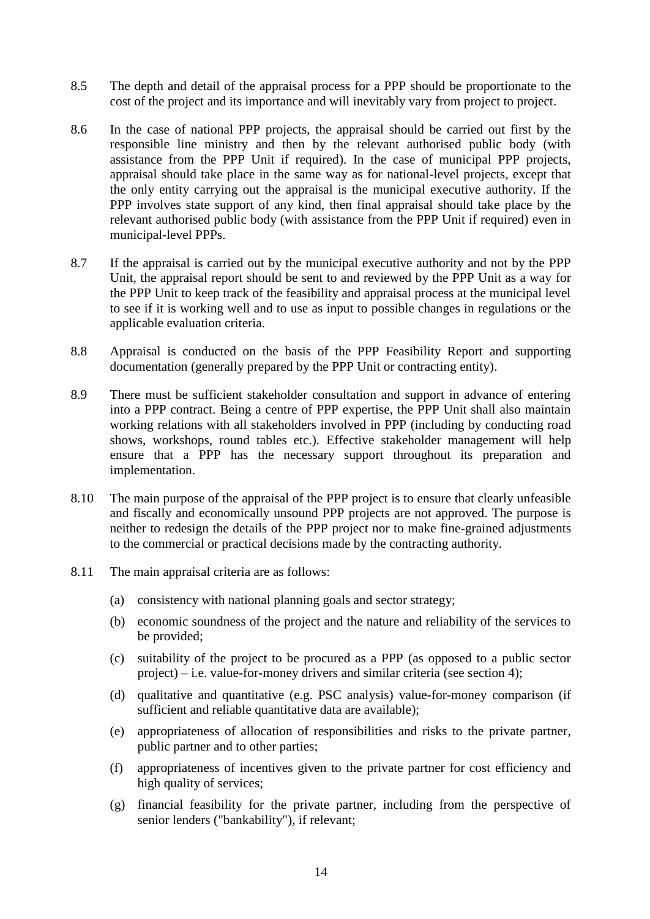8.5 The depth and detail of the appraisal process for a PPP should be proportionate to the cost of the project and its importance and will inevitably vary from project to project.

8.6 In the case of national PPP projects, the appraisal should be carried out first by the responsible line ministry and then by the relevant authorised public body (with assistance from the PPP Unit if required). In the case of municipal PPP projects, appraisal should take place in the same way as for national-level projects, except that the only entity carrying out the appraisal is the municipal executive authority. If the PPP involves state support of any kind, then final appraisal should take place by the relevant authorised public body (with assistance from the PPP Unit if required) even in municipal-level PPPs.

8.7 If the appraisal is carried out by the municipal executive authority and not by the PPP Unit, the appraisal report should be sent to and reviewed by the PPP Unit as a way for the PPP Unit to keep track of the feasibility and appraisal process at the municipal level to see if it is working well and to use as input to possible changes in regulations or the applicable evaluation criteria.

8.8 Appraisal is conducted on the basis of the PPP Feasibility Report and supporting documentation (generally prepared by the PPP Unit or contracting entity).

8.9 There must be sufficient stakeholder consultation and support in advance of entering into a PPP contract. Being a centre of PPP expertise, the PPP Unit shall also maintain working relations with all stakeholders involved in PPP (including by conducting road shows, workshops, round tables etc.). Effective stakeholder management will help ensure that a PPP has the necessary support throughout its preparation and implementation.

8.10 The main purpose of the appraisal of the PPP project is to ensure that clearly unfeasible and fiscally and economically unsound PPP projects are not approved. The purpose is neither to redesign the details of the PPP project nor to make fine-grained adjustments to the commercial or practical decisions made by the contracting authority.

8.11 The main appraisal criteria are as follows:

(a) consistency with national planning goals and sector strategy;

(b) economic soundness of the project and the nature and reliability of the services to be provided;

(c) suitability of the project to be procured as a PPP (as opposed to a public sector project) – i.e. value-for-money drivers and similar criteria (see section 4);

(d) qualitative and quantitative (e.g. PSC analysis) value-for-money comparison (if sufficient and reliable quantitative data are available);

(e) appropriateness of allocation of responsibilities and risks to the private partner, public partner and to other parties;

(f) appropriateness of incentives given to the private partner for cost efficiency and high quality of services;

(g) financial feasibility for the private partner, including from the perspective of senior lenders ("bankability"), if relevant;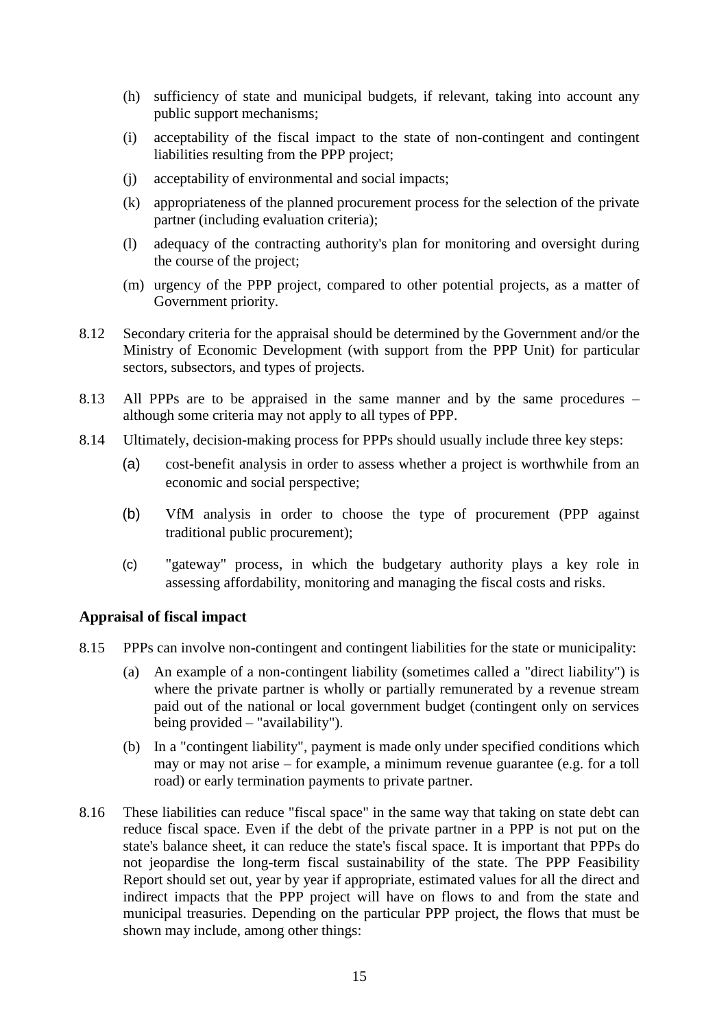(h) sufficiency of state and municipal budgets, if relevant, taking into account any public support mechanisms;

(i) acceptability of the fiscal impact to the state of non-contingent and contingent liabilities resulting from the PPP project;

(j) acceptability of environmental and social impacts;

(k) appropriateness of the planned procurement process for the selection of the private partner (including evaluation criteria);

(l) adequacy of the contracting authority's plan for monitoring and oversight during the course of the project;

(m) urgency of the PPP project, compared to other potential projects, as a matter of Government priority.

8.12 Secondary criteria for the appraisal should be determined by the Government and/or the Ministry of Economic Development (with support from the PPP Unit) for particular sectors, subsectors, and types of projects.

8.13 All PPPs are to be appraised in the same manner and by the same procedures – although some criteria may not apply to all types of PPP.

8.14 Ultimately, decision-making process for PPPs should usually include three key steps:

(a) cost-benefit analysis in order to assess whether a project is worthwhile from an economic and social perspective;

(b) VfM analysis in order to choose the type of procurement (PPP against traditional public procurement);

(c) "gateway" process, in which the budgetary authority plays a key role in assessing affordability, monitoring and managing the fiscal costs and risks.

### Appraisal of fiscal impact

8.15 PPPs can involve non-contingent and contingent liabilities for the state or municipality:

(a) An example of a non-contingent liability (sometimes called a "direct liability") is where the private partner is wholly or partially remunerated by a revenue stream paid out of the national or local government budget (contingent only on services being provided – "availability").

(b) In a "contingent liability", payment is made only under specified conditions which may or may not arise – for example, a minimum revenue guarantee (e.g. for a toll road) or early termination payments to private partner.

8.16 These liabilities can reduce "fiscal space" in the same way that taking on state debt can reduce fiscal space. Even if the debt of the private partner in a PPP is not put on the state's balance sheet, it can reduce the state's fiscal space. It is important that PPPs do not jeopardise the long-term fiscal sustainability of the state. The PPP Feasibility Report should set out, year by year if appropriate, estimated values for all the direct and indirect impacts that the PPP project will have on flows to and from the state and municipal treasuries. Depending on the particular PPP project, the flows that must be shown may include, among other things: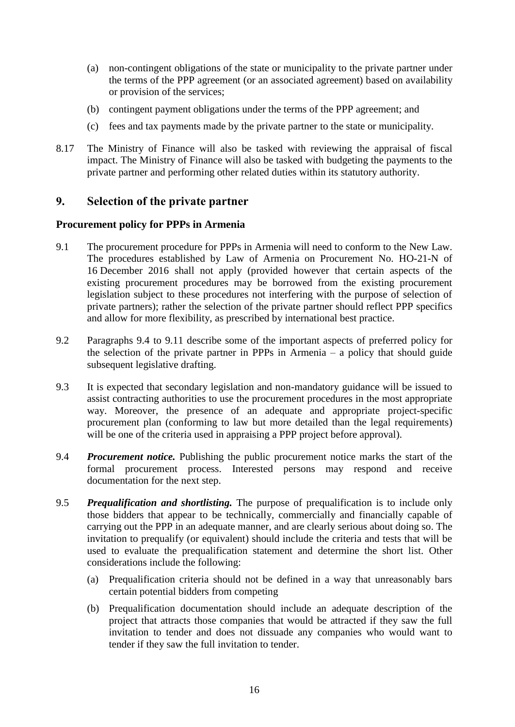(a) non-contingent obligations of the state or municipality to the private partner under the terms of the PPP agreement (or an associated agreement) based on availability or provision of the services;

(b) contingent payment obligations under the terms of the PPP agreement; and

(c) fees and tax payments made by the private partner to the state or municipality.

8.17 The Ministry of Finance will also be tasked with reviewing the appraisal of fiscal impact. The Ministry of Finance will also be tasked with budgeting the payments to the private partner and performing other related duties within its statutory authority.

## 9. Selection of the private partner

### Procurement policy for PPPs in Armenia

9.1 The procurement procedure for PPPs in Armenia will need to conform to the New Law. The procedures established by Law of Armenia on Procurement No. HO-21-N of 16 December 2016 shall not apply (provided however that certain aspects of the existing procurement procedures may be borrowed from the existing procurement legislation subject to these procedures not interfering with the purpose of selection of private partners); rather the selection of the private partner should reflect PPP specifics and allow for more flexibility, as prescribed by international best practice.

9.2 Paragraphs 9.4 to 9.11 describe some of the important aspects of preferred policy for the selection of the private partner in PPPs in Armenia – a policy that should guide subsequent legislative drafting.

9.3 It is expected that secondary legislation and non-mandatory guidance will be issued to assist contracting authorities to use the procurement procedures in the most appropriate way. Moreover, the presence of an adequate and appropriate project-specific procurement plan (conforming to law but more detailed than the legal requirements) will be one of the criteria used in appraising a PPP project before approval).

9.4 ***Procurement notice.*** Publishing the public procurement notice marks the start of the formal procurement process. Interested persons may respond and receive documentation for the next step.

9.5 ***Prequalification and shortlisting.*** The purpose of prequalification is to include only those bidders that appear to be technically, commercially and financially capable of carrying out the PPP in an adequate manner, and are clearly serious about doing so. The invitation to prequalify (or equivalent) should include the criteria and tests that will be used to evaluate the prequalification statement and determine the short list. Other considerations include the following:

(a) Prequalification criteria should not be defined in a way that unreasonably bars certain potential bidders from competing

(b) Prequalification documentation should include an adequate description of the project that attracts those companies that would be attracted if they saw the full invitation to tender and does not dissuade any companies who would want to tender if they saw the full invitation to tender.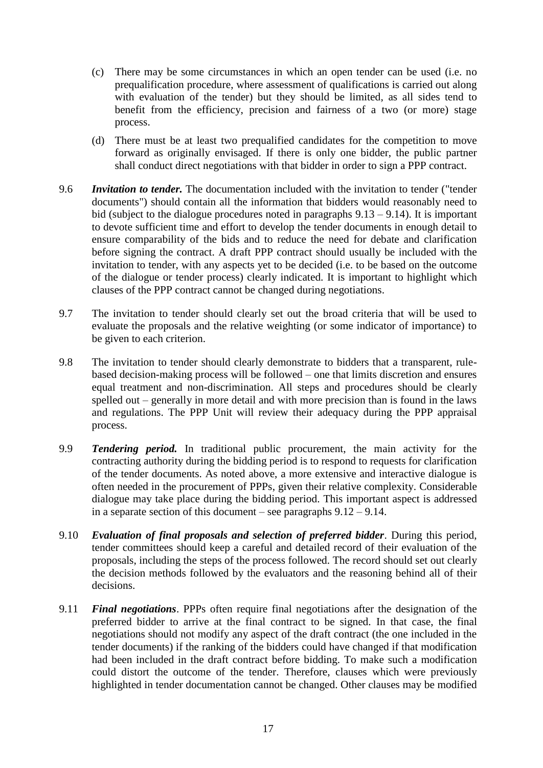(c) There may be some circumstances in which an open tender can be used (i.e. no prequalification procedure, where assessment of qualifications is carried out along with evaluation of the tender) but they should be limited, as all sides tend to benefit from the efficiency, precision and fairness of a two (or more) stage process.

(d) There must be at least two prequalified candidates for the competition to move forward as originally envisaged. If there is only one bidder, the public partner shall conduct direct negotiations with that bidder in order to sign a PPP contract.

9.6 ***Invitation to tender.*** The documentation included with the invitation to tender ("tender documents") should contain all the information that bidders would reasonably need to bid (subject to the dialogue procedures noted in paragraphs 9.13 – 9.14). It is important to devote sufficient time and effort to develop the tender documents in enough detail to ensure comparability of the bids and to reduce the need for debate and clarification before signing the contract. A draft PPP contract should usually be included with the invitation to tender, with any aspects yet to be decided (i.e. to be based on the outcome of the dialogue or tender process) clearly indicated. It is important to highlight which clauses of the PPP contract cannot be changed during negotiations.

9.7 The invitation to tender should clearly set out the broad criteria that will be used to evaluate the proposals and the relative weighting (or some indicator of importance) to be given to each criterion.

9.8 The invitation to tender should clearly demonstrate to bidders that a transparent, rule-based decision-making process will be followed – one that limits discretion and ensures equal treatment and non-discrimination. All steps and procedures should be clearly spelled out – generally in more detail and with more precision than is found in the laws and regulations. The PPP Unit will review their adequacy during the PPP appraisal process.

9.9 ***Tendering period.*** In traditional public procurement, the main activity for the contracting authority during the bidding period is to respond to requests for clarification of the tender documents. As noted above, a more extensive and interactive dialogue is often needed in the procurement of PPPs, given their relative complexity. Considerable dialogue may take place during the bidding period. This important aspect is addressed in a separate section of this document – see paragraphs 9.12 – 9.14.

9.10 ***Evaluation of final proposals and selection of preferred bidder***. During this period, tender committees should keep a careful and detailed record of their evaluation of the proposals, including the steps of the process followed. The record should set out clearly the decision methods followed by the evaluators and the reasoning behind all of their decisions.

9.11 ***Final negotiations***. PPPs often require final negotiations after the designation of the preferred bidder to arrive at the final contract to be signed. In that case, the final negotiations should not modify any aspect of the draft contract (the one included in the tender documents) if the ranking of the bidders could have changed if that modification had been included in the draft contract before bidding. To make such a modification could distort the outcome of the tender. Therefore, clauses which were previously highlighted in tender documentation cannot be changed. Other clauses may be modified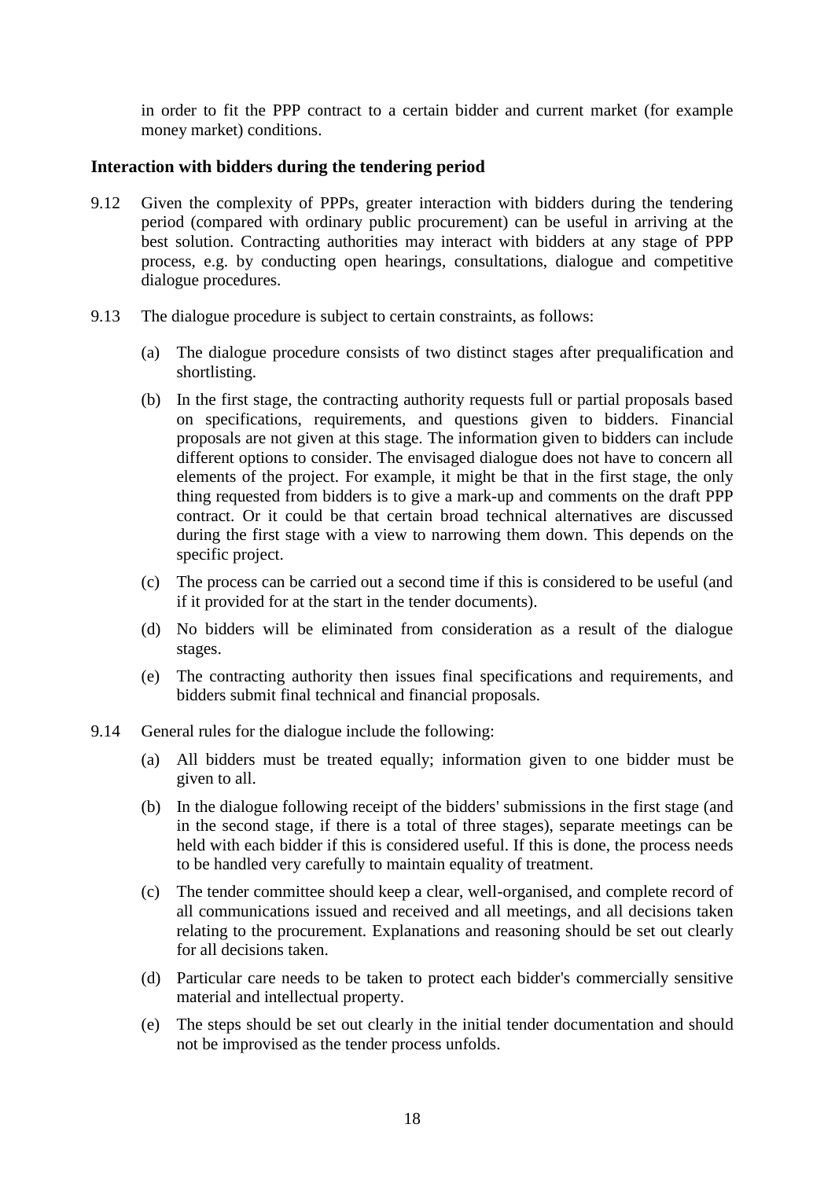in order to fit the PPP contract to a certain bidder and current market (for example money market) conditions.

### Interaction with bidders during the tendering period

9.12 Given the complexity of PPPs, greater interaction with bidders during the tendering period (compared with ordinary public procurement) can be useful in arriving at the best solution. Contracting authorities may interact with bidders at any stage of PPP process, e.g. by conducting open hearings, consultations, dialogue and competitive dialogue procedures.

9.13 The dialogue procedure is subject to certain constraints, as follows:

(a) The dialogue procedure consists of two distinct stages after prequalification and shortlisting.

(b) In the first stage, the contracting authority requests full or partial proposals based on specifications, requirements, and questions given to bidders. Financial proposals are not given at this stage. The information given to bidders can include different options to consider. The envisaged dialogue does not have to concern all elements of the project. For example, it might be that in the first stage, the only thing requested from bidders is to give a mark-up and comments on the draft PPP contract. Or it could be that certain broad technical alternatives are discussed during the first stage with a view to narrowing them down. This depends on the specific project.

(c) The process can be carried out a second time if this is considered to be useful (and if it provided for at the start in the tender documents).

(d) No bidders will be eliminated from consideration as a result of the dialogue stages.

(e) The contracting authority then issues final specifications and requirements, and bidders submit final technical and financial proposals.

9.14 General rules for the dialogue include the following:

(a) All bidders must be treated equally; information given to one bidder must be given to all.

(b) In the dialogue following receipt of the bidders' submissions in the first stage (and in the second stage, if there is a total of three stages), separate meetings can be held with each bidder if this is considered useful. If this is done, the process needs to be handled very carefully to maintain equality of treatment.

(c) The tender committee should keep a clear, well-organised, and complete record of all communications issued and received and all meetings, and all decisions taken relating to the procurement. Explanations and reasoning should be set out clearly for all decisions taken.

(d) Particular care needs to be taken to protect each bidder's commercially sensitive material and intellectual property.

(e) The steps should be set out clearly in the initial tender documentation and should not be improvised as the tender process unfolds.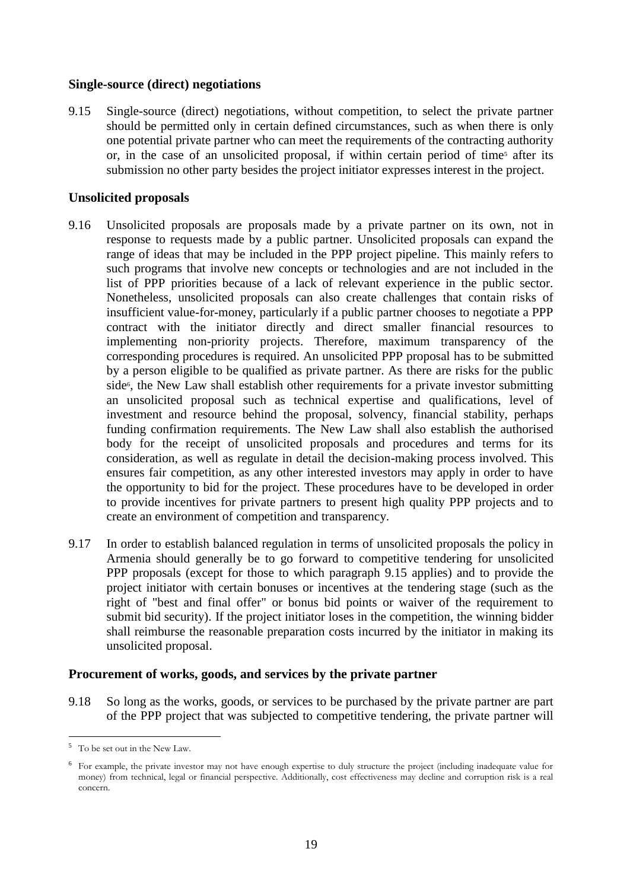**Single-source (direct) negotiations**

9.15 Single-source (direct) negotiations, without competition, to select the private partner should be permitted only in certain defined circumstances, such as when there is only one potential private partner who can meet the requirements of the contracting authority or, in the case of an unsolicited proposal, if within certain period of time[5] after its submission no other party besides the project initiator expresses interest in the project.

**Unsolicited proposals**

9.16 Unsolicited proposals are proposals made by a private partner on its own, not in response to requests made by a public partner. Unsolicited proposals can expand the range of ideas that may be included in the PPP project pipeline. This mainly refers to such programs that involve new concepts or technologies and are not included in the list of PPP priorities because of a lack of relevant experience in the public sector. Nonetheless, unsolicited proposals can also create challenges that contain risks of insufficient value-for-money, particularly if a public partner chooses to negotiate a PPP contract with the initiator directly and direct smaller financial resources to implementing non-priority projects. Therefore, maximum transparency of the corresponding procedures is required. An unsolicited PPP proposal has to be submitted by a person eligible to be qualified as private partner. As there are risks for the public side[6], the New Law shall establish other requirements for a private investor submitting an unsolicited proposal such as technical expertise and qualifications, level of investment and resource behind the proposal, solvency, financial stability, perhaps funding confirmation requirements. The New Law shall also establish the authorised body for the receipt of unsolicited proposals and procedures and terms for its consideration, as well as regulate in detail the decision-making process involved. This ensures fair competition, as any other interested investors may apply in order to have the opportunity to bid for the project. These procedures have to be developed in order to provide incentives for private partners to present high quality PPP projects and to create an environment of competition and transparency.

9.17 In order to establish balanced regulation in terms of unsolicited proposals the policy in Armenia should generally be to go forward to competitive tendering for unsolicited PPP proposals (except for those to which paragraph 9.15 applies) and to provide the project initiator with certain bonuses or incentives at the tendering stage (such as the right of "best and final offer" or bonus bid points or waiver of the requirement to submit bid security). If the project initiator loses in the competition, the winning bidder shall reimburse the reasonable preparation costs incurred by the initiator in making its unsolicited proposal.

**Procurement of works, goods, and services by the private partner**

9.18 So long as the works, goods, or services to be purchased by the private partner are part of the PPP project that was subjected to competitive tendering, the private partner will

---

[5] To be set out in the New Law.

[6] For example, the private investor may not have enough expertise to duly structure the project (including inadequate value for money) from technical, legal or financial perspective. Additionally, cost effectiveness may decline and corruption risk is a real concern.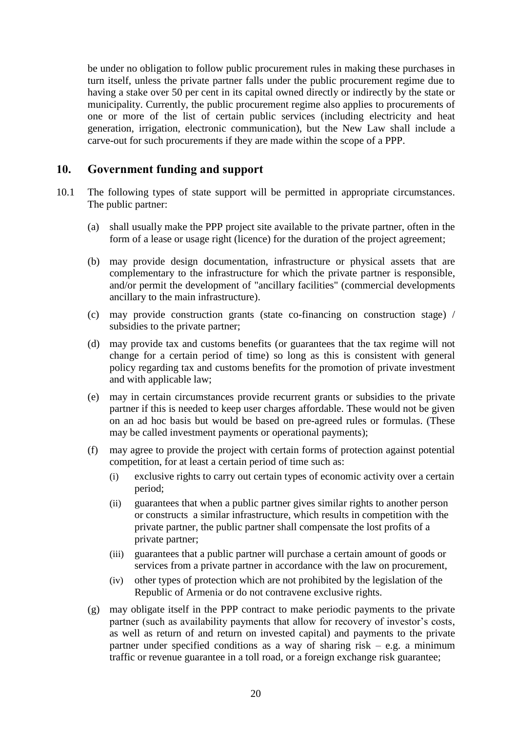be under no obligation to follow public procurement rules in making these purchases in turn itself, unless the private partner falls under the public procurement regime due to having a stake over 50 per cent in its capital owned directly or indirectly by the state or municipality. Currently, the public procurement regime also applies to procurements of one or more of the list of certain public services (including electricity and heat generation, irrigation, electronic communication), but the New Law shall include a carve-out for such procurements if they are made within the scope of a PPP.

## 10. Government funding and support

10.1 The following types of state support will be permitted in appropriate circumstances. The public partner:

(a) shall usually make the PPP project site available to the private partner, often in the form of a lease or usage right (licence) for the duration of the project agreement;

(b) may provide design documentation, infrastructure or physical assets that are complementary to the infrastructure for which the private partner is responsible, and/or permit the development of "ancillary facilities" (commercial developments ancillary to the main infrastructure).

(c) may provide construction grants (state co-financing on construction stage) / subsidies to the private partner;

(d) may provide tax and customs benefits (or guarantees that the tax regime will not change for a certain period of time) so long as this is consistent with general policy regarding tax and customs benefits for the promotion of private investment and with applicable law;

(e) may in certain circumstances provide recurrent grants or subsidies to the private partner if this is needed to keep user charges affordable. These would not be given on an ad hoc basis but would be based on pre-agreed rules or formulas. (These may be called investment payments or operational payments);

(f) may agree to provide the project with certain forms of protection against potential competition, for at least a certain period of time such as:

  (i) exclusive rights to carry out certain types of economic activity over a certain period;

  (ii) guarantees that when a public partner gives similar rights to another person or constructs a similar infrastructure, which results in competition with the private partner, the public partner shall compensate the lost profits of a private partner;

  (iii) guarantees that a public partner will purchase a certain amount of goods or services from a private partner in accordance with the law on procurement,

  (iv) other types of protection which are not prohibited by the legislation of the Republic of Armenia or do not contravene exclusive rights.

(g) may obligate itself in the PPP contract to make periodic payments to the private partner (such as availability payments that allow for recovery of investor's costs, as well as return of and return on invested capital) and payments to the private partner under specified conditions as a way of sharing risk – e.g. a minimum traffic or revenue guarantee in a toll road, or a foreign exchange risk guarantee;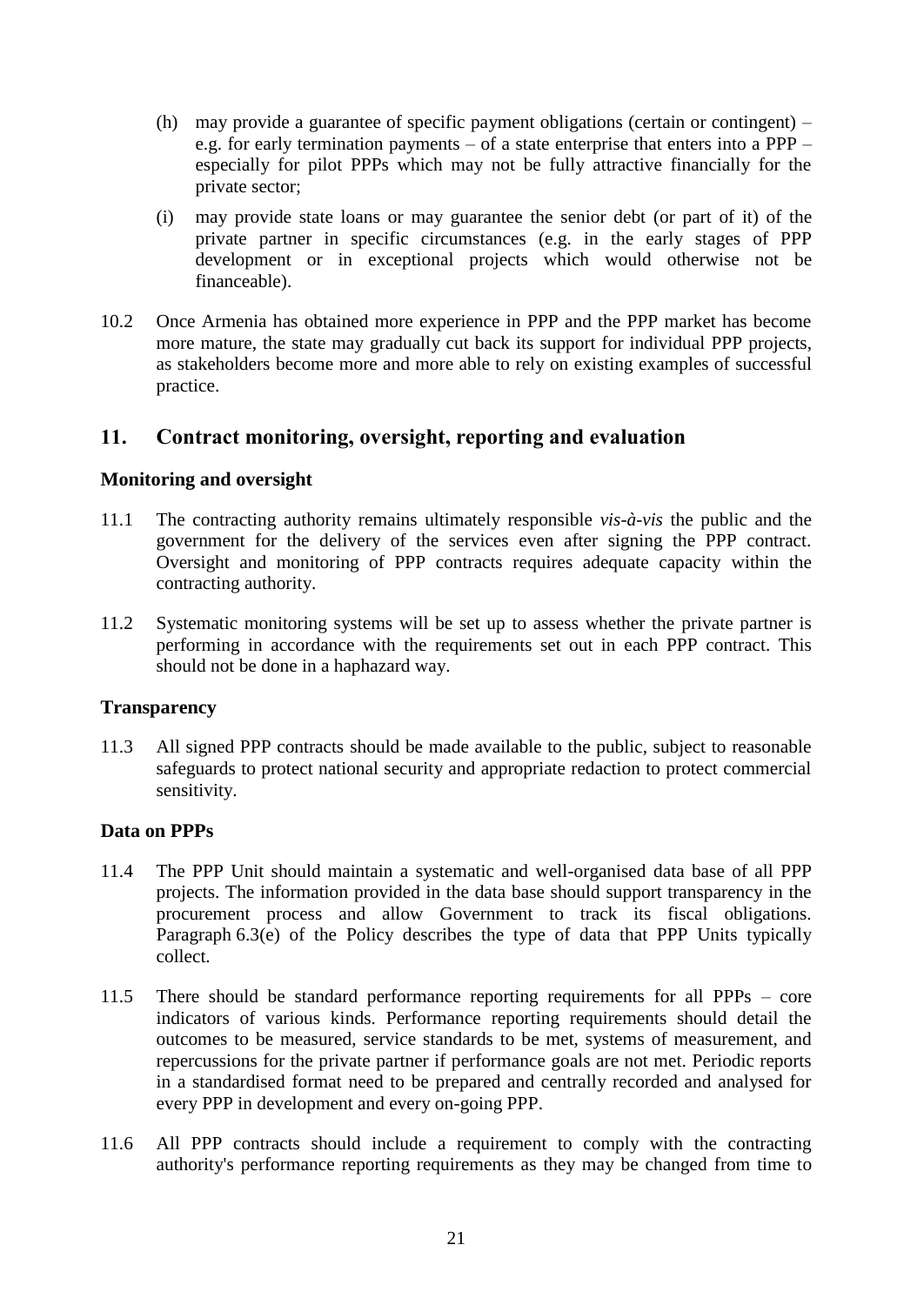(h) may provide a guarantee of specific payment obligations (certain or contingent) – e.g. for early termination payments – of a state enterprise that enters into a PPP – especially for pilot PPPs which may not be fully attractive financially for the private sector;

(i) may provide state loans or may guarantee the senior debt (or part of it) of the private partner in specific circumstances (e.g. in the early stages of PPP development or in exceptional projects which would otherwise not be financeable).

10.2 Once Armenia has obtained more experience in PPP and the PPP market has become more mature, the state may gradually cut back its support for individual PPP projects, as stakeholders become more and more able to rely on existing examples of successful practice.

## 11. Contract monitoring, oversight, reporting and evaluation

### Monitoring and oversight

11.1 The contracting authority remains ultimately responsible *vis-à-vis* the public and the government for the delivery of the services even after signing the PPP contract. Oversight and monitoring of PPP contracts requires adequate capacity within the contracting authority.

11.2 Systematic monitoring systems will be set up to assess whether the private partner is performing in accordance with the requirements set out in each PPP contract. This should not be done in a haphazard way.

### Transparency

11.3 All signed PPP contracts should be made available to the public, subject to reasonable safeguards to protect national security and appropriate redaction to protect commercial sensitivity.

### Data on PPPs

11.4 The PPP Unit should maintain a systematic and well-organised data base of all PPP projects. The information provided in the data base should support transparency in the procurement process and allow Government to track its fiscal obligations. Paragraph 6.3(e) of the Policy describes the type of data that PPP Units typically collect.

11.5 There should be standard performance reporting requirements for all PPPs – core indicators of various kinds. Performance reporting requirements should detail the outcomes to be measured, service standards to be met, systems of measurement, and repercussions for the private partner if performance goals are not met. Periodic reports in a standardised format need to be prepared and centrally recorded and analysed for every PPP in development and every on-going PPP.

11.6 All PPP contracts should include a requirement to comply with the contracting authority's performance reporting requirements as they may be changed from time to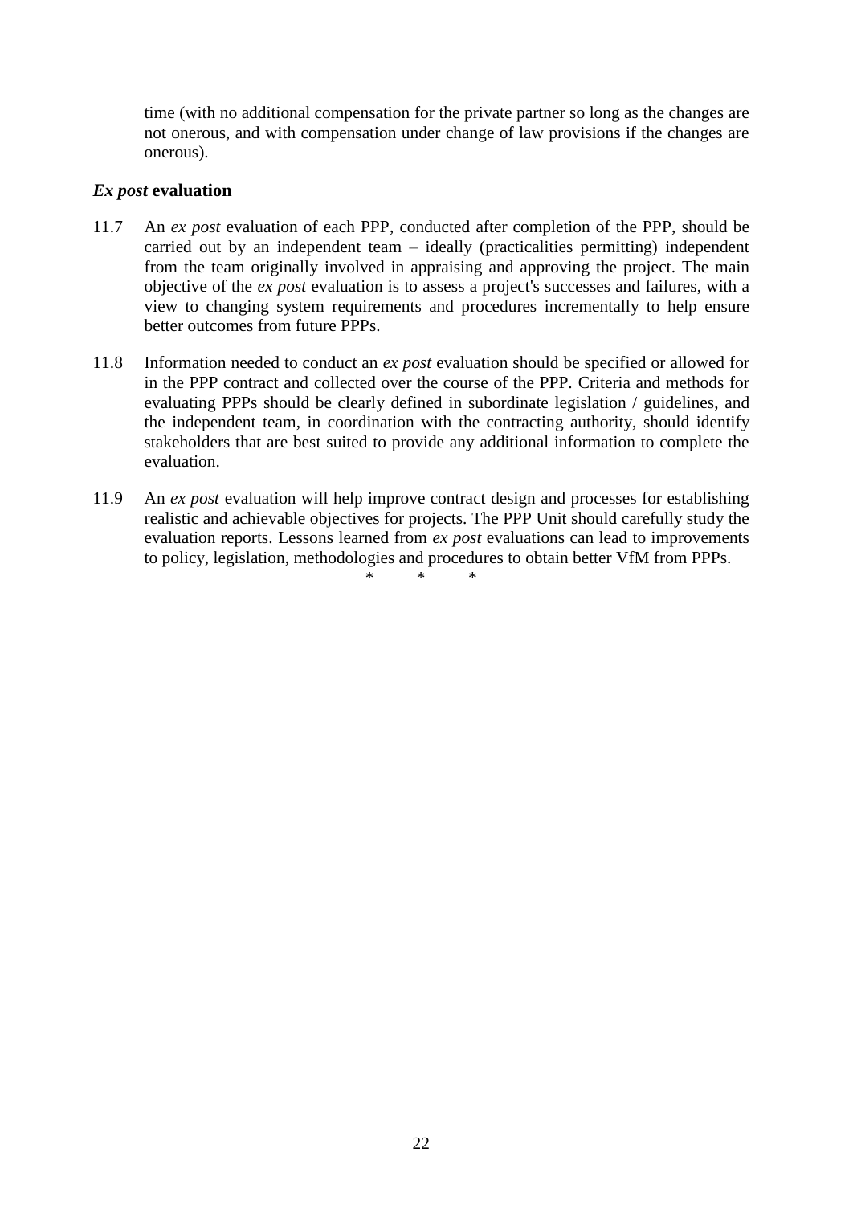time (with no additional compensation for the private partner so long as the changes are not onerous, and with compensation under change of law provisions if the changes are onerous).

### *Ex post* evaluation

11.7 An *ex post* evaluation of each PPP, conducted after completion of the PPP, should be carried out by an independent team – ideally (practicalities permitting) independent from the team originally involved in appraising and approving the project. The main objective of the *ex post* evaluation is to assess a project's successes and failures, with a view to changing system requirements and procedures incrementally to help ensure better outcomes from future PPPs.

11.8 Information needed to conduct an *ex post* evaluation should be specified or allowed for in the PPP contract and collected over the course of the PPP. Criteria and methods for evaluating PPPs should be clearly defined in subordinate legislation / guidelines, and the independent team, in coordination with the contracting authority, should identify stakeholders that are best suited to provide any additional information to complete the evaluation.

11.9 An *ex post* evaluation will help improve contract design and processes for establishing realistic and achievable objectives for projects. The PPP Unit should carefully study the evaluation reports. Lessons learned from *ex post* evaluations can lead to improvements to policy, legislation, methodologies and procedures to obtain better VfM from PPPs.

\* \* \*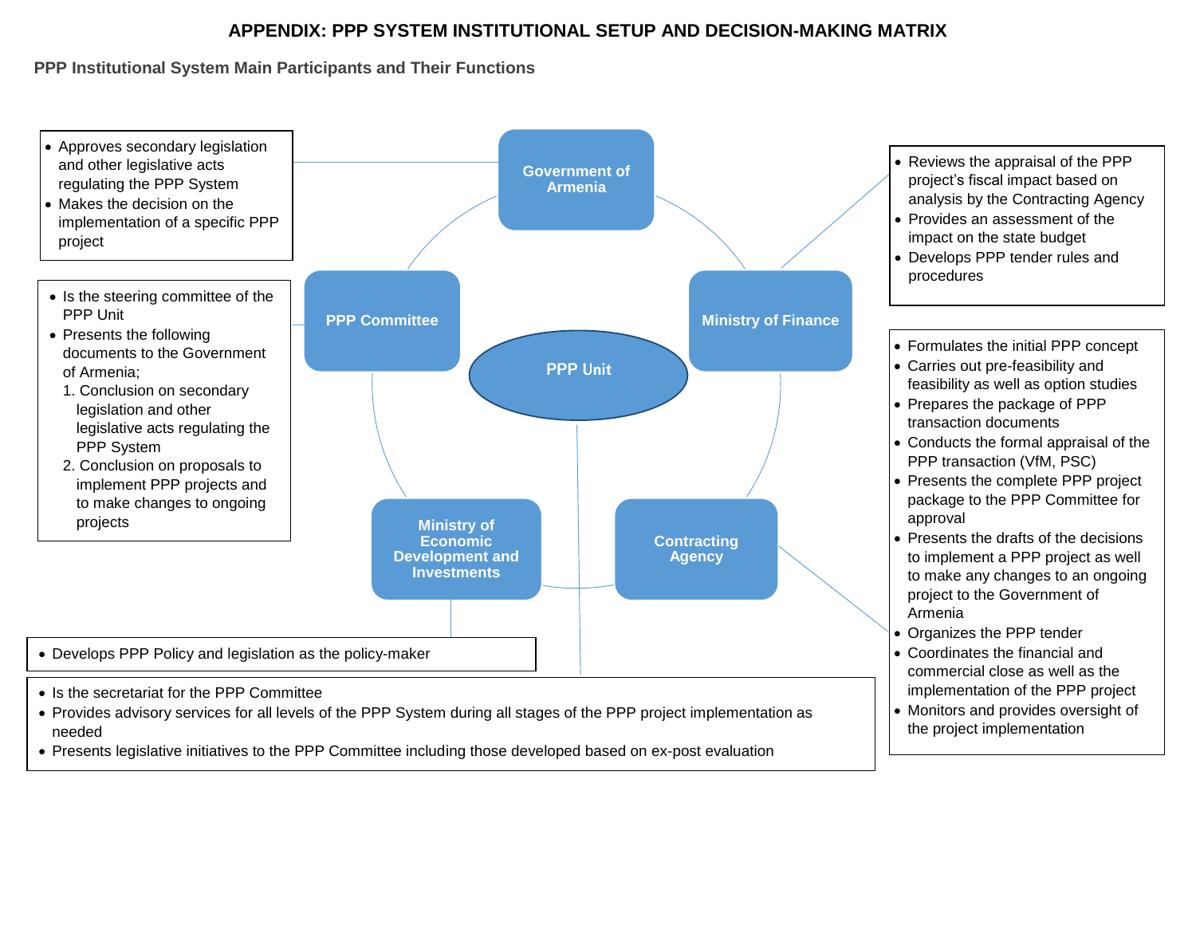# APPENDIX: PPP SYSTEM INSTITUTIONAL SETUP AND DECISION-MAKING MATRIX

## PPP Institutional System Main Participants and Their Functions

**Government of Armenia**

- Approves secondary legislation and other legislative acts regulating the PPP System
- Makes the decision on the implementation of a specific PPP project

**PPP Committee**

- Is the steering committee of the PPP Unit
- Presents the following documents to the Government of Armenia;
  1. Conclusion on secondary legislation and other legislative acts regulating the PPP System
  2. Conclusion on proposals to implement PPP projects and to make changes to ongoing projects

**Ministry of Finance**

- Reviews the appraisal of the PPP project's fiscal impact based on analysis by the Contracting Agency
- Provides an assessment of the impact on the state budget
- Develops PPP tender rules and procedures

**Contracting Agency**

- Formulates the initial PPP concept
- Carries out pre-feasibility and feasibility as well as option studies
- Prepares the package of PPP transaction documents
- Conducts the formal appraisal of the PPP transaction (VfM, PSC)
- Presents the complete PPP project package to the PPP Committee for approval
- Presents the drafts of the decisions to implement a PPP project as well to make any changes to an ongoing project to the Government of Armenia
- Organizes the PPP tender
- Coordinates the financial and commercial close as well as the implementation of the PPP project
- Monitors and provides oversight of the project implementation

**Ministry of Economic Development and Investments**

- Develops PPP Policy and legislation as the policy-maker

**PPP Unit**

- Is the secretariat for the PPP Committee
- Provides advisory services for all levels of the PPP System during all stages of the PPP project implementation as needed
- Presents legislative initiatives to the PPP Committee including those developed based on ex-post evaluation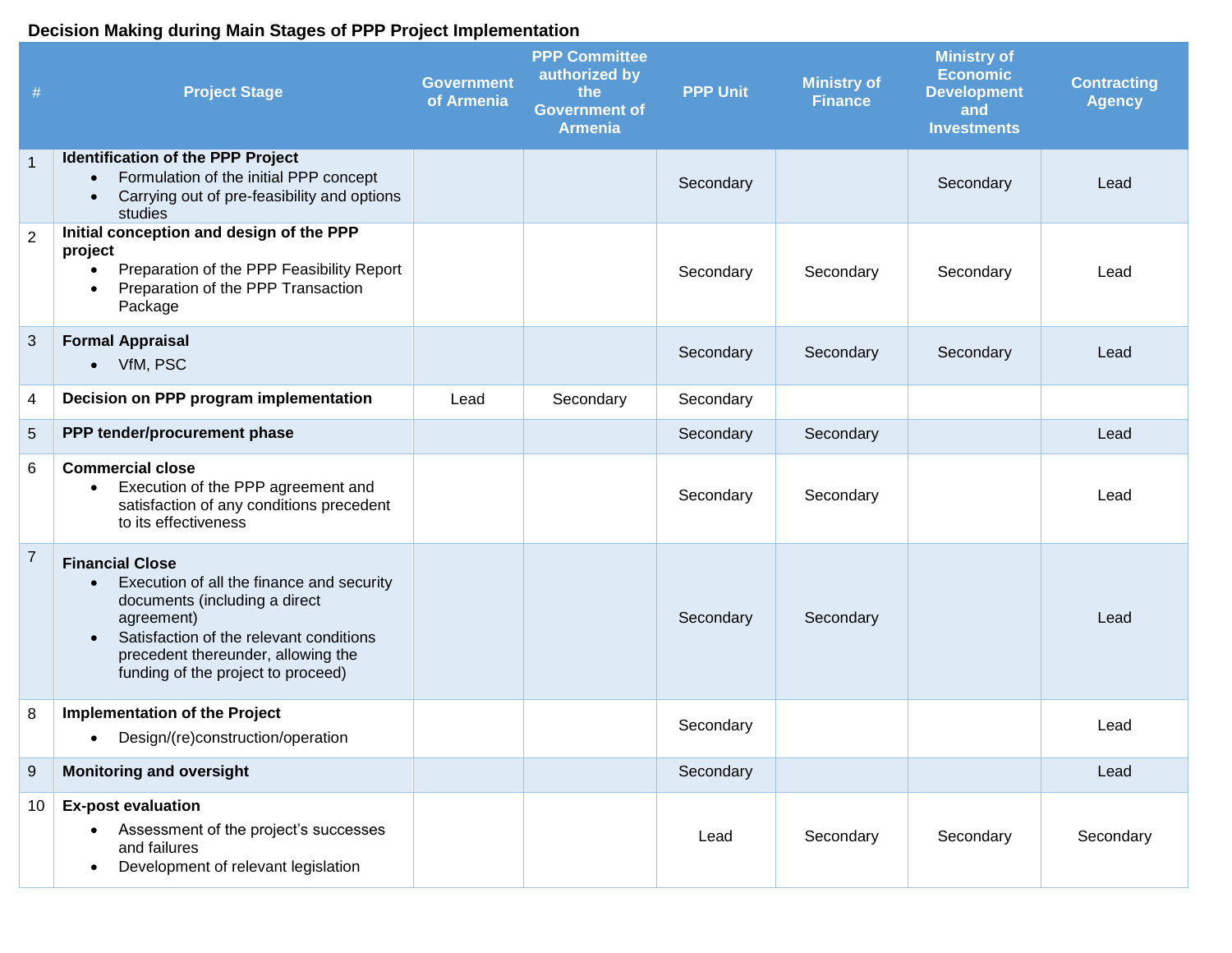**Decision Making during Main Stages of PPP Project Implementation**

| # | Project Stage | Government of Armenia | PPP Committee authorized by the Government of Armenia | PPP Unit | Ministry of Finance | Ministry of Economic Development and Investments | Contracting Agency |
|---|---|---|---|---|---|---|---|
| 1 | **Identification of the PPP Project**<br>• Formulation of the initial PPP concept<br>• Carrying out of pre-feasibility and options studies | | | Secondary | | Secondary | Lead |
| 2 | **Initial conception and design of the PPP project**<br>• Preparation of the PPP Feasibility Report<br>• Preparation of the PPP Transaction Package | | | Secondary | Secondary | Secondary | Lead |
| 3 | **Formal Appraisal**<br>• VfM, PSC | | | Secondary | Secondary | Secondary | Lead |
| 4 | **Decision on PPP program implementation** | Lead | Secondary | Secondary | | | |
| 5 | **PPP tender/procurement phase** | | | Secondary | Secondary | | Lead |
| 6 | **Commercial close**<br>• Execution of the PPP agreement and satisfaction of any conditions precedent to its effectiveness | | | Secondary | Secondary | | Lead |
| 7 | **Financial Close**<br>• Execution of all the finance and security documents (including a direct agreement)<br>• Satisfaction of the relevant conditions precedent thereunder, allowing the funding of the project to proceed) | | | Secondary | Secondary | | Lead |
| 8 | **Implementation of the Project**<br>• Design/(re)construction/operation | | | Secondary | | | Lead |
| 9 | **Monitoring and oversight** | | | Secondary | | | Lead |
| 10 | **Ex-post evaluation**<br>• Assessment of the project's successes and failures<br>• Development of relevant legislation | | | Lead | Secondary | Secondary | Secondary |